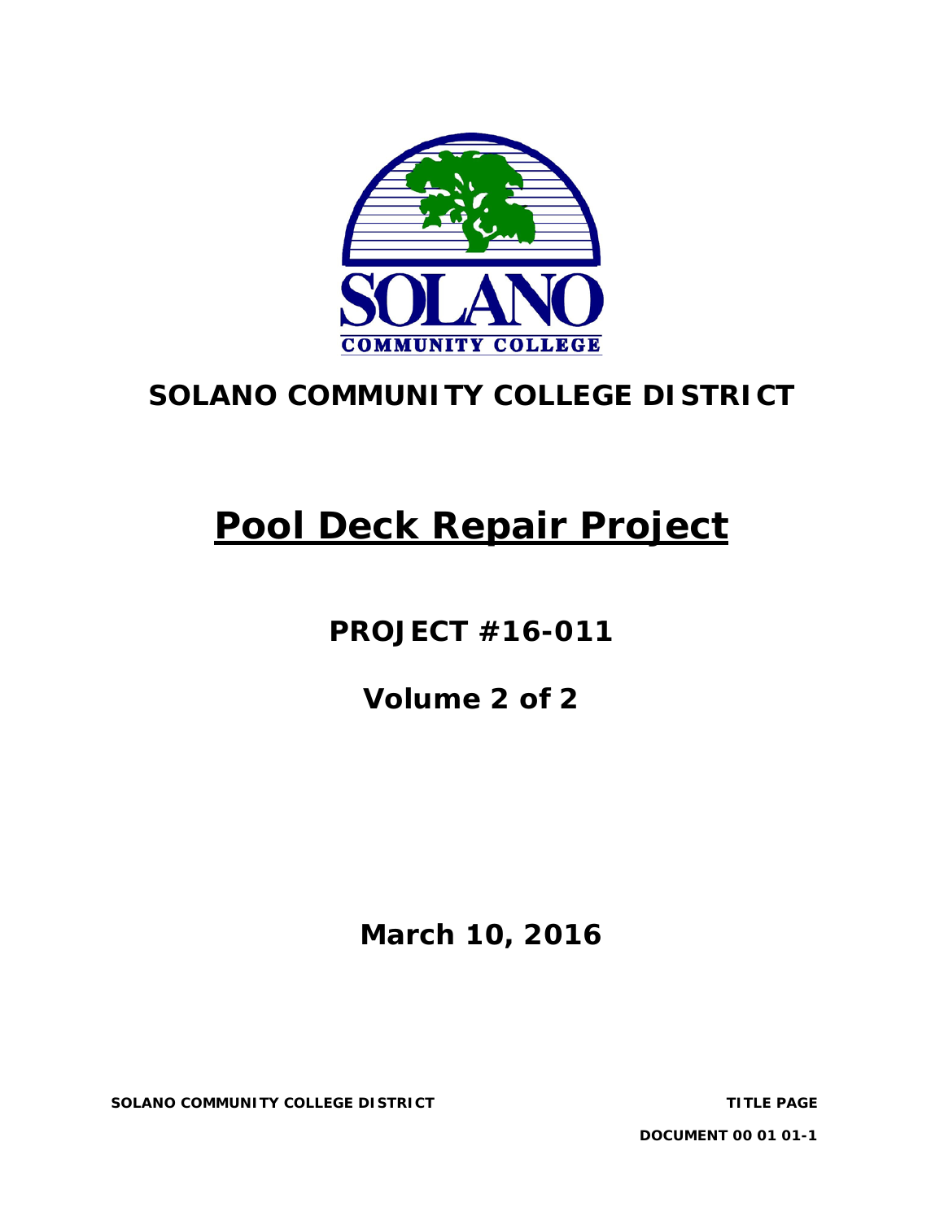# SOLANO COMMUNITY COLLEGE DISTRICT

# Pool Deck Repair Project

## PROJECT #16-011

## Volume 2 of 2

## March 10, 2016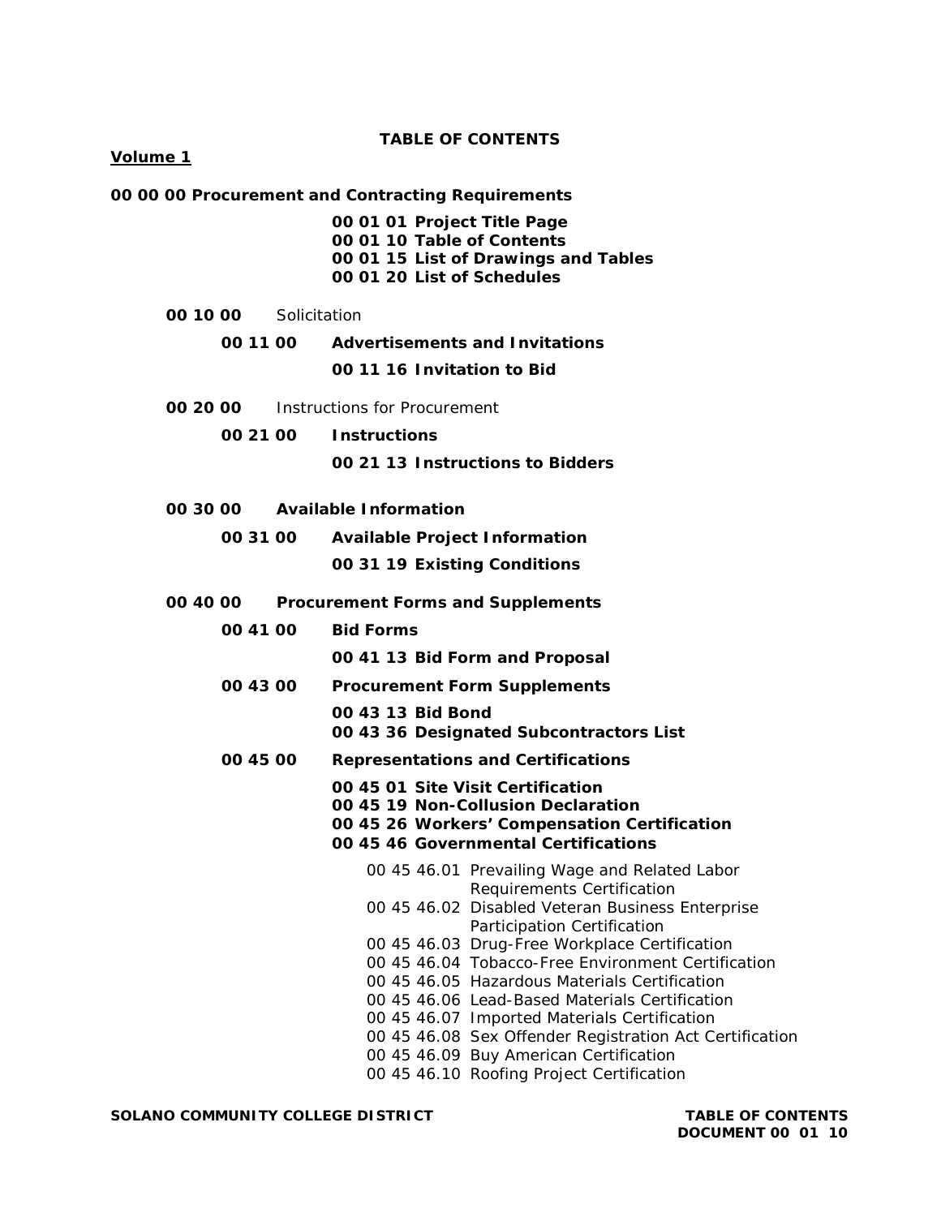**TABLE OF CONTENTS**

**Volume 1**

**00 00 00 Procurement and Contracting Requirements**

- **00 01 01 Project Title Page**
- **00 01 10 Table of Contents**
- **00 01 15 List of Drawings and Tables**
- **00 01 20 List of Schedules**

**00 10 00** Solicitation

- **00 11 00 Advertisements and Invitations**
  - **00 11 16 Invitation to Bid**

**00 20 00** Instructions for Procurement

- **00 21 00 Instructions**
  - **00 21 13 Instructions to Bidders**

**00 30 00 Available Information**

- **00 31 00 Available Project Information**
  - **00 31 19 Existing Conditions**

**00 40 00 Procurement Forms and Supplements**

- **00 41 00 Bid Forms**
  - **00 41 13 Bid Form and Proposal**
- **00 43 00 Procurement Form Supplements**
  - **00 43 13 Bid Bond**
  - **00 43 36 Designated Subcontractors List**
- **00 45 00 Representations and Certifications**
  - **00 45 01 Site Visit Certification**
  - **00 45 19 Non-Collusion Declaration**
  - **00 45 26 Workers' Compensation Certification**
  - **00 45 46 Governmental Certifications**
    - 00 45 46.01 Prevailing Wage and Related Labor Requirements Certification
    - 00 45 46.02 Disabled Veteran Business Enterprise Participation Certification
    - 00 45 46.03 Drug-Free Workplace Certification
    - 00 45 46.04 Tobacco-Free Environment Certification
    - 00 45 46.05 Hazardous Materials Certification
    - 00 45 46.06 Lead-Based Materials Certification
    - 00 45 46.07 Imported Materials Certification
    - 00 45 46.08 Sex Offender Registration Act Certification
    - 00 45 46.09 Buy American Certification
    - 00 45 46.10 Roofing Project Certification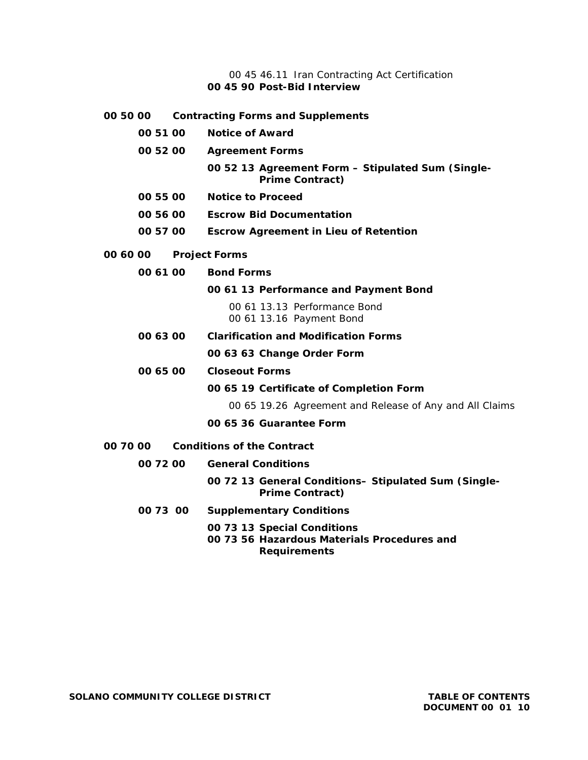00 45 46.11 Iran Contracting Act Certification

**00 45 90 Post-Bid Interview**

**00 50 00 Contracting Forms and Supplements**

- **00 51 00 Notice of Award**
- **00 52 00 Agreement Forms**
  - **00 52 13 Agreement Form – Stipulated Sum (Single-Prime Contract)**
- **00 55 00 Notice to Proceed**
- **00 56 00 Escrow Bid Documentation**
- **00 57 00 Escrow Agreement in Lieu of Retention**

**00 60 00 Project Forms**

- **00 61 00 Bond Forms**
  - **00 61 13 Performance and Payment Bond**
    - 00 61 13.13 Performance Bond
    - 00 61 13.16 Payment Bond
- **00 63 00 Clarification and Modification Forms**
  - **00 63 63 Change Order Form**
- **00 65 00 Closeout Forms**
  - **00 65 19 Certificate of Completion Form**
    - 00 65 19.26 Agreement and Release of Any and All Claims
  - **00 65 36 Guarantee Form**

**00 70 00 Conditions of the Contract**

- **00 72 00 General Conditions**
  - **00 72 13 General Conditions– Stipulated Sum (Single-Prime Contract)**
- **00 73 00 Supplementary Conditions**
  - **00 73 13 Special Conditions**
  - **00 73 56 Hazardous Materials Procedures and Requirements**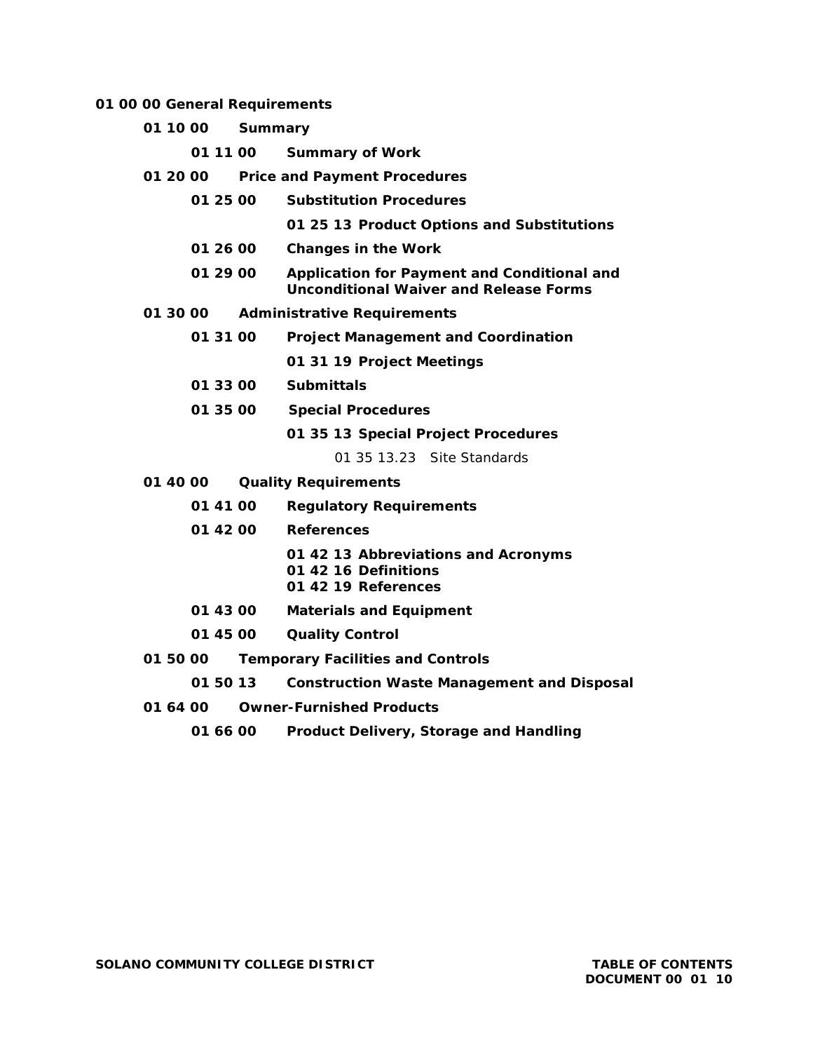**01 00 00 General Requirements**

- **01 10 00 Summary**
  - **01 11 00 Summary of Work**
- **01 20 00 Price and Payment Procedures**
  - **01 25 00 Substitution Procedures**
    - **01 25 13 Product Options and Substitutions**
  - **01 26 00 Changes in the Work**
  - **01 29 00 Application for Payment and Conditional and Unconditional Waiver and Release Forms**
- **01 30 00 Administrative Requirements**
  - **01 31 00 Project Management and Coordination**
    - **01 31 19 Project Meetings**
  - **01 33 00 Submittals**
  - **01 35 00 Special Procedures**
    - **01 35 13 Special Project Procedures**
      - 01 35 13.23 Site Standards
- **01 40 00 Quality Requirements**
  - **01 41 00 Regulatory Requirements**
  - **01 42 00 References**
    - **01 42 13 Abbreviations and Acronyms**
    - **01 42 16 Definitions**
    - **01 42 19 References**
  - **01 43 00 Materials and Equipment**
  - **01 45 00 Quality Control**
- **01 50 00 Temporary Facilities and Controls**
  - **01 50 13 Construction Waste Management and Disposal**
- **01 64 00 Owner-Furnished Products**
  - **01 66 00 Product Delivery, Storage and Handling**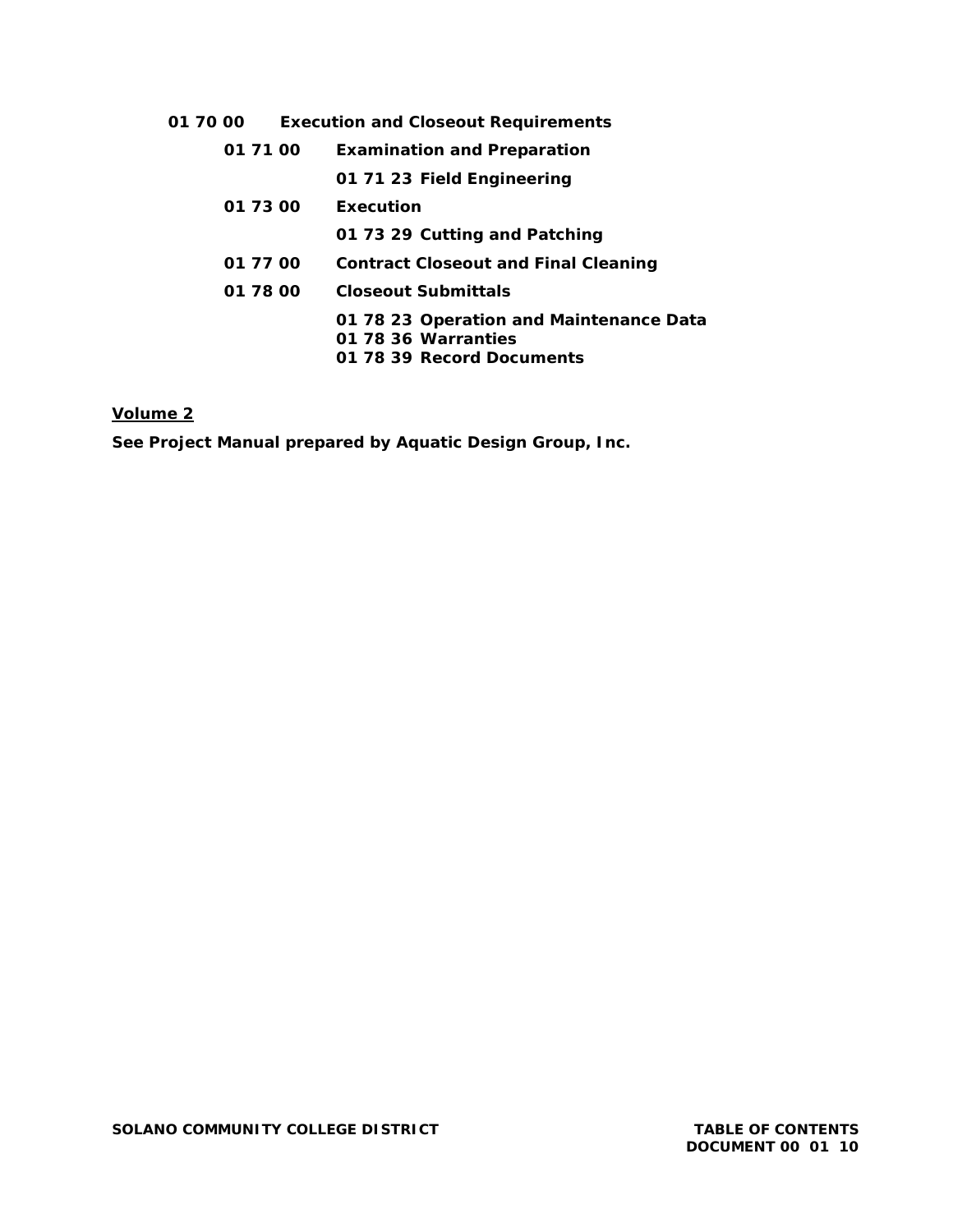**01 70 00 Execution and Closeout Requirements**

- **01 71 00 Examination and Preparation**
  - **01 71 23 Field Engineering**
- **01 73 00 Execution**
  - **01 73 29 Cutting and Patching**
- **01 77 00 Contract Closeout and Final Cleaning**
- **01 78 00 Closeout Submittals**
  - **01 78 23 Operation and Maintenance Data**
  - **01 78 36 Warranties**
  - **01 78 39 Record Documents**

**Volume 2**

**See Project Manual prepared by Aquatic Design Group, Inc.**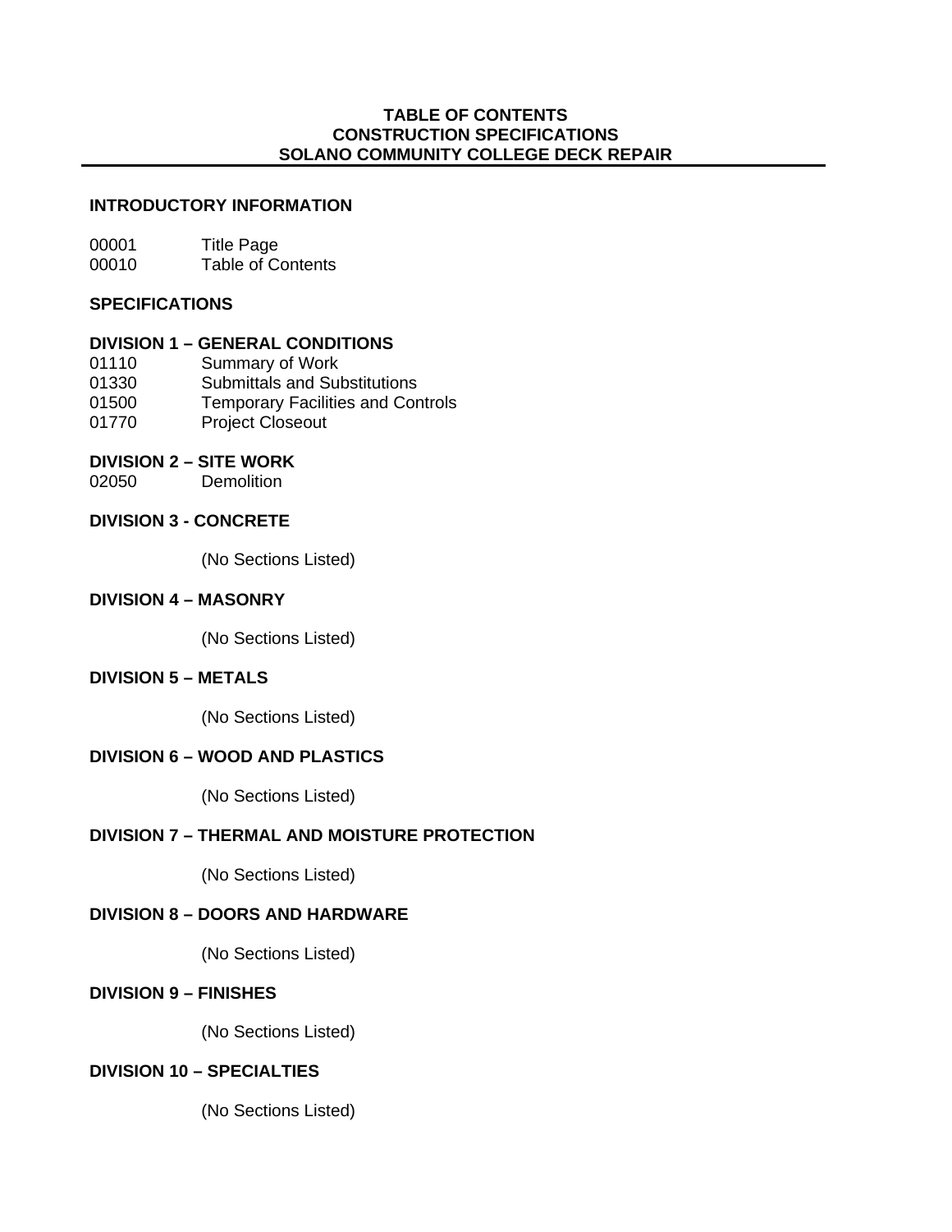# TABLE OF CONTENTS
# CONSTRUCTION SPECIFICATIONS
# SOLANO COMMUNITY COLLEGE DECK REPAIR

## INTRODUCTION INFORMATION

00001 Title Page
00010 Table of Contents

## SPECIFICATIONS

### DIVISION 1 – GENERAL CONDITIONS

01110 Summary of Work
01330 Submittals and Substitutions
01500 Temporary Facilities and Controls
01770 Project Closeout

### DIVISION 2 – SITE WORK

02050 Demolition

### DIVISION 3 - CONCRETE

(No Sections Listed)

### DIVISION 4 – MASONRY

(No Sections Listed)

### DIVISION 5 – METALS

(No Sections Listed)

### DIVISION 6 – WOOD AND PLASTICS

(No Sections Listed)

### DIVISION 7 – THERMAL AND MOISTURE PROTECTION

(No Sections Listed)

### DIVISION 8 – DOORS AND HARDWARE

(No Sections Listed)

### DIVISION 9 – FINISHES

(No Sections Listed)

### DIVISION 10 – SPECIALTIES

(No Sections Listed)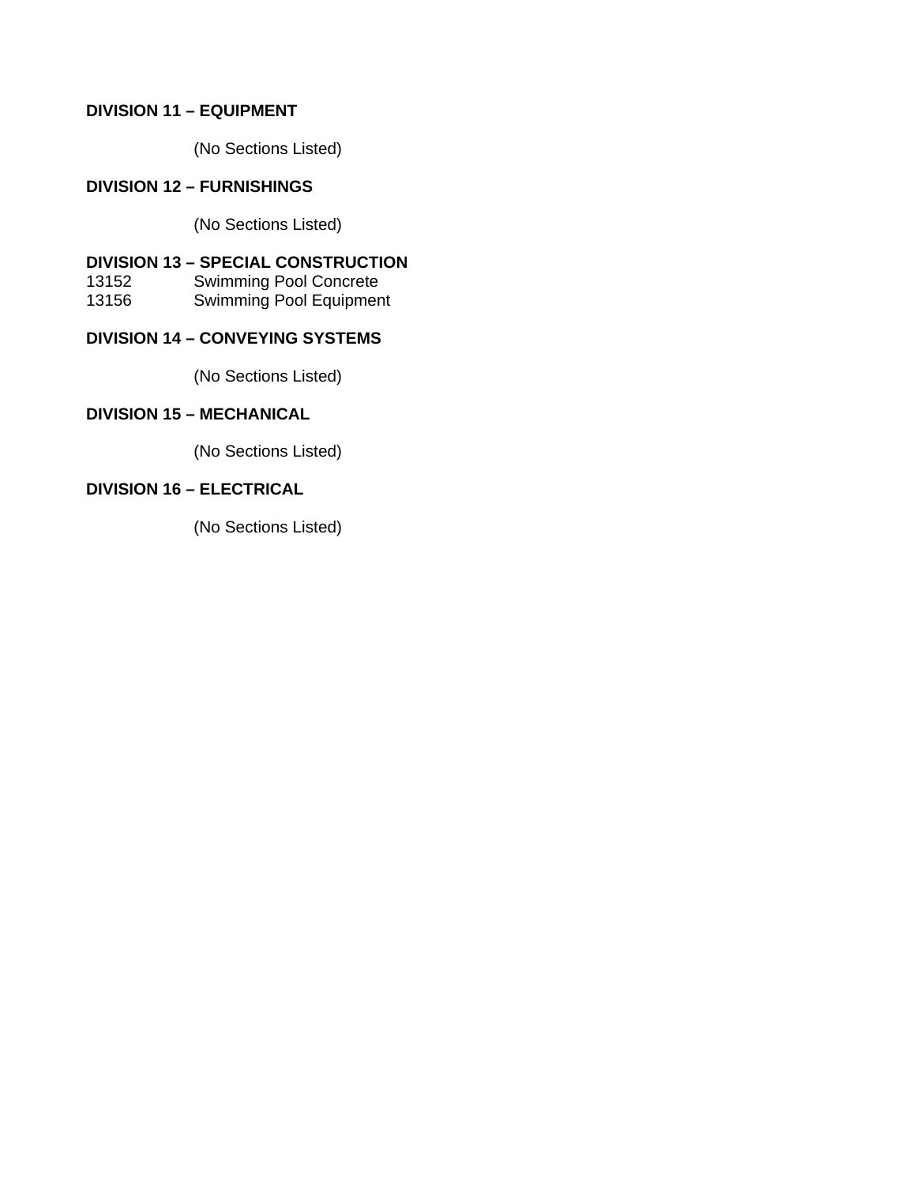**DIVISION 11 – EQUIPMENT**

(No Sections Listed)

**DIVISION 12 – FURNISHINGS**

(No Sections Listed)

**DIVISION 13 – SPECIAL CONSTRUCTION**

13152 Swimming Pool Concrete
13156 Swimming Pool Equipment

**DIVISION 14 – CONVEYING SYSTEMS**

(No Sections Listed)

**DIVISION 15 – MECHANICAL**

(No Sections Listed)

**DIVISION 16 – ELECTRICAL**

(No Sections Listed)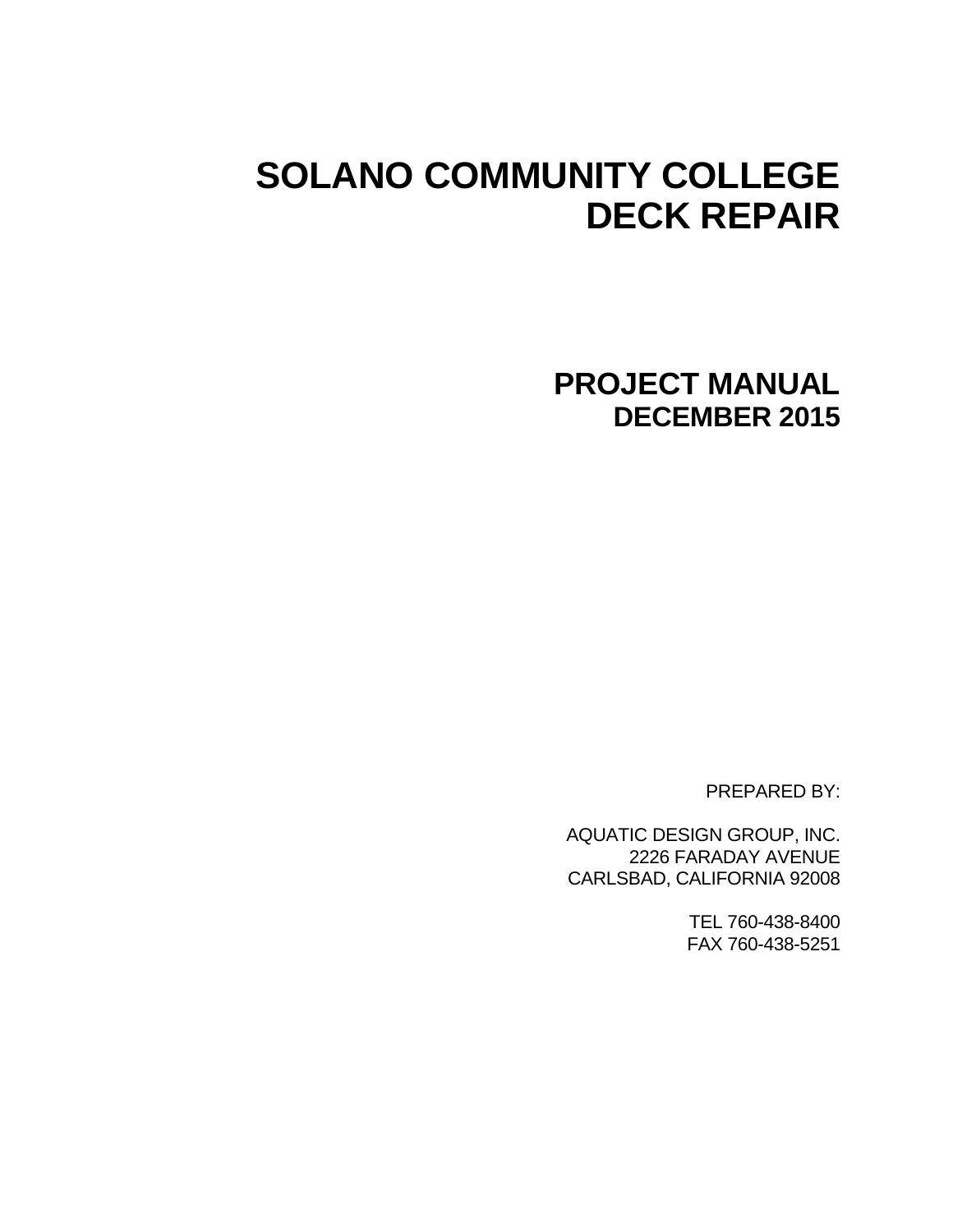# SOLANO COMMUNITY COLLEGE
# DECK REPAIR

## PROJECT MANUAL
### DECEMBER 2015

PREPARED BY:

AQUATIC DESIGN GROUP, INC.
2226 FARADAY AVENUE
CARLSBAD, CALIFORNIA 92008

TEL 760-438-8400
FAX 760-438-5251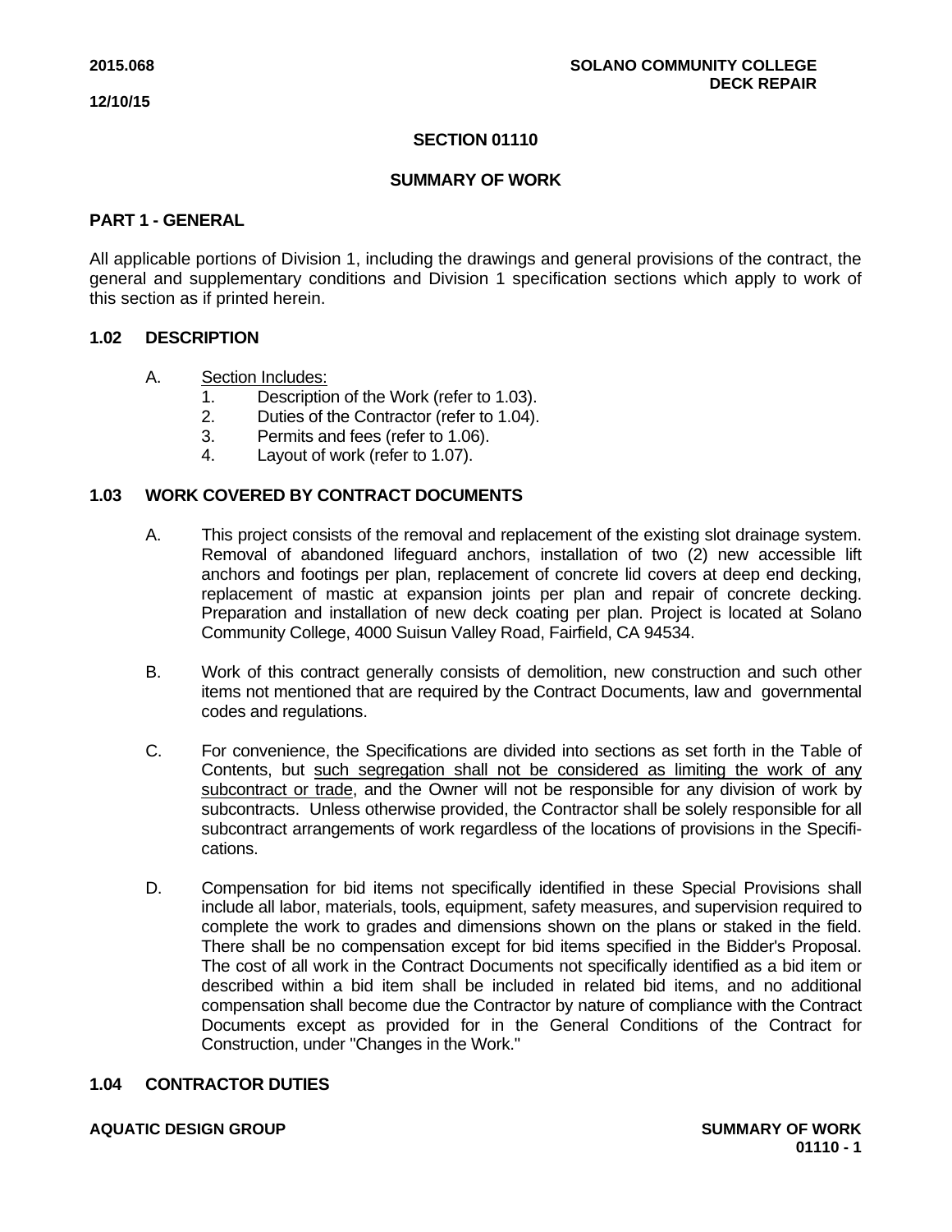# SECTION 01110

## SUMMARY OF WORK

### PART 1 - GENERAL

All applicable portions of Division 1, including the drawings and general provisions of the contract, the general and supplementary conditions and Division 1 specification sections which apply to work of this section as if printed herein.

### 1.02 DESCRIPTION

A. <u>Section Includes:</u>
   1. Description of the Work (refer to 1.03).
   2. Duties of the Contractor (refer to 1.04).
   3. Permits and fees (refer to 1.06).
   4. Layout of work (refer to 1.07).

### 1.03 WORK COVERED BY CONTRACT DOCUMENTS

A. This project consists of the removal and replacement of the existing slot drainage system. Removal of abandoned lifeguard anchors, installation of two (2) new accessible lift anchors and footings per plan, replacement of concrete lid covers at deep end decking, replacement of mastic at expansion joints per plan and repair of concrete decking. Preparation and installation of new deck coating per plan. Project is located at Solano Community College, 4000 Suisun Valley Road, Fairfield, CA 94534.

B. Work of this contract generally consists of demolition, new construction and such other items not mentioned that are required by the Contract Documents, law and governmental codes and regulations.

C. For convenience, the Specifications are divided into sections as set forth in the Table of Contents, but <u>such segregation shall not be considered as limiting the work of any subcontract or trade</u>, and the Owner will not be responsible for any division of work by subcontracts. Unless otherwise provided, the Contractor shall be solely responsible for all subcontract arrangements of work regardless of the locations of provisions in the Specifications.

D. Compensation for bid items not specifically identified in these Special Provisions shall include all labor, materials, tools, equipment, safety measures, and supervision required to complete the work to grades and dimensions shown on the plans or staked in the field. There shall be no compensation except for bid items specified in the Bidder's Proposal. The cost of all work in the Contract Documents not specifically identified as a bid item or described within a bid item shall be included in related bid items, and no additional compensation shall become due the Contractor by nature of compliance with the Contract Documents except as provided for in the General Conditions of the Contract for Construction, under "Changes in the Work."

### 1.04 CONTRACTOR DUTIES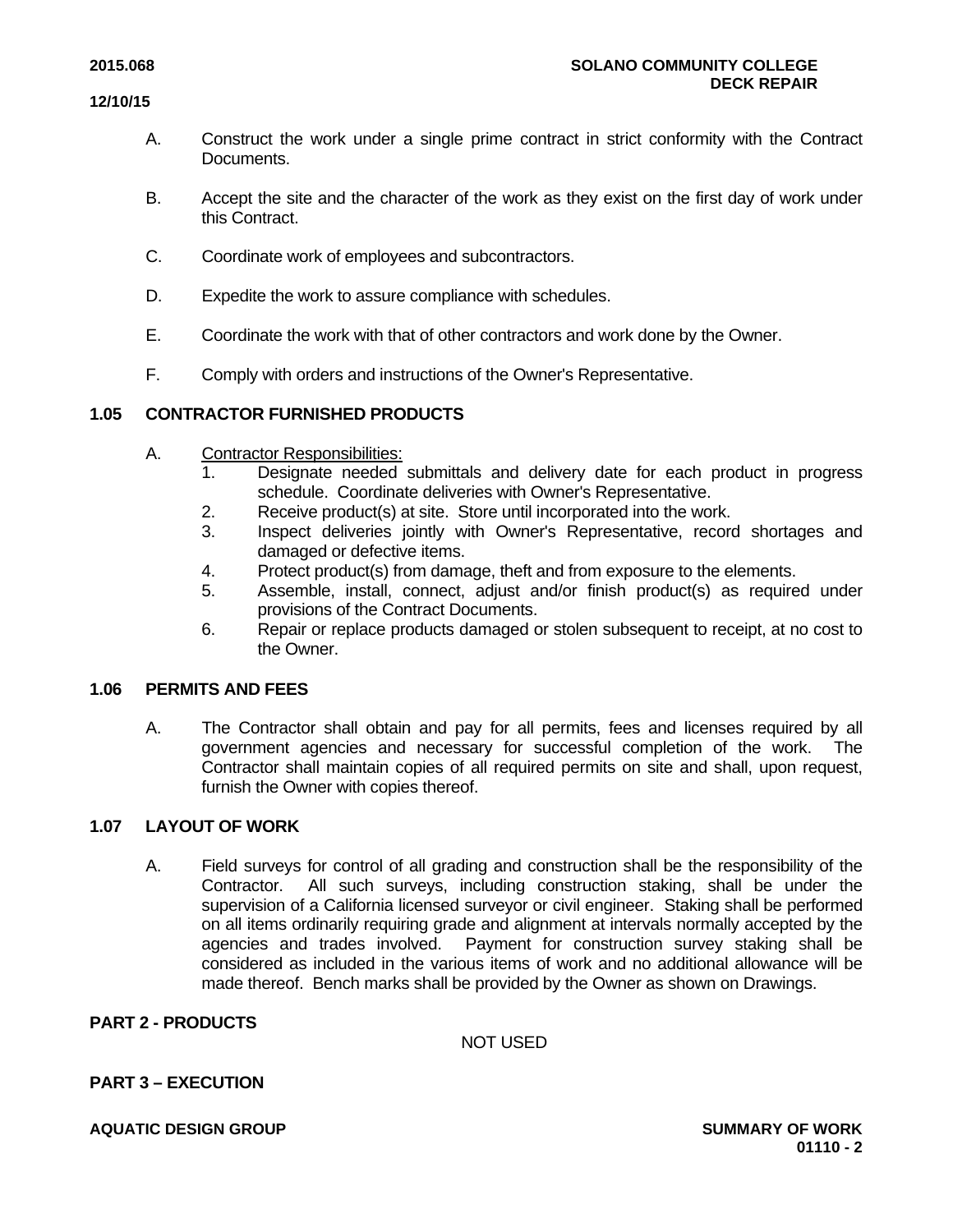A. Construct the work under a single prime contract in strict conformity with the Contract Documents.

B. Accept the site and the character of the work as they exist on the first day of work under this Contract.

C. Coordinate work of employees and subcontractors.

D. Expedite the work to assure compliance with schedules.

E. Coordinate the work with that of other contractors and work done by the Owner.

F. Comply with orders and instructions of the Owner's Representative.

## 1.05 CONTRACTOR FURNISHED PRODUCTS

A. Contractor Responsibilities:
   1. Designate needed submittals and delivery date for each product in progress schedule. Coordinate deliveries with Owner's Representative.
   2. Receive product(s) at site. Store until incorporated into the work.
   3. Inspect deliveries jointly with Owner's Representative, record shortages and damaged or defective items.
   4. Protect product(s) from damage, theft and from exposure to the elements.
   5. Assemble, install, connect, adjust and/or finish product(s) as required under provisions of the Contract Documents.
   6. Repair or replace products damaged or stolen subsequent to receipt, at no cost to the Owner.

## 1.06 PERMITS AND FEES

A. The Contractor shall obtain and pay for all permits, fees and licenses required by all government agencies and necessary for successful completion of the work. The Contractor shall maintain copies of all required permits on site and shall, upon request, furnish the Owner with copies thereof.

## 1.07 LAYOUT OF WORK

A. Field surveys for control of all grading and construction shall be the responsibility of the Contractor. All such surveys, including construction staking, shall be under the supervision of a California licensed surveyor or civil engineer. Staking shall be performed on all items ordinarily requiring grade and alignment at intervals normally accepted by the agencies and trades involved. Payment for construction survey staking shall be considered as included in the various items of work and no additional allowance will be made thereof. Bench marks shall be provided by the Owner as shown on Drawings.

# PART 2 - PRODUCTS

NOT USED

# PART 3 – EXECUTION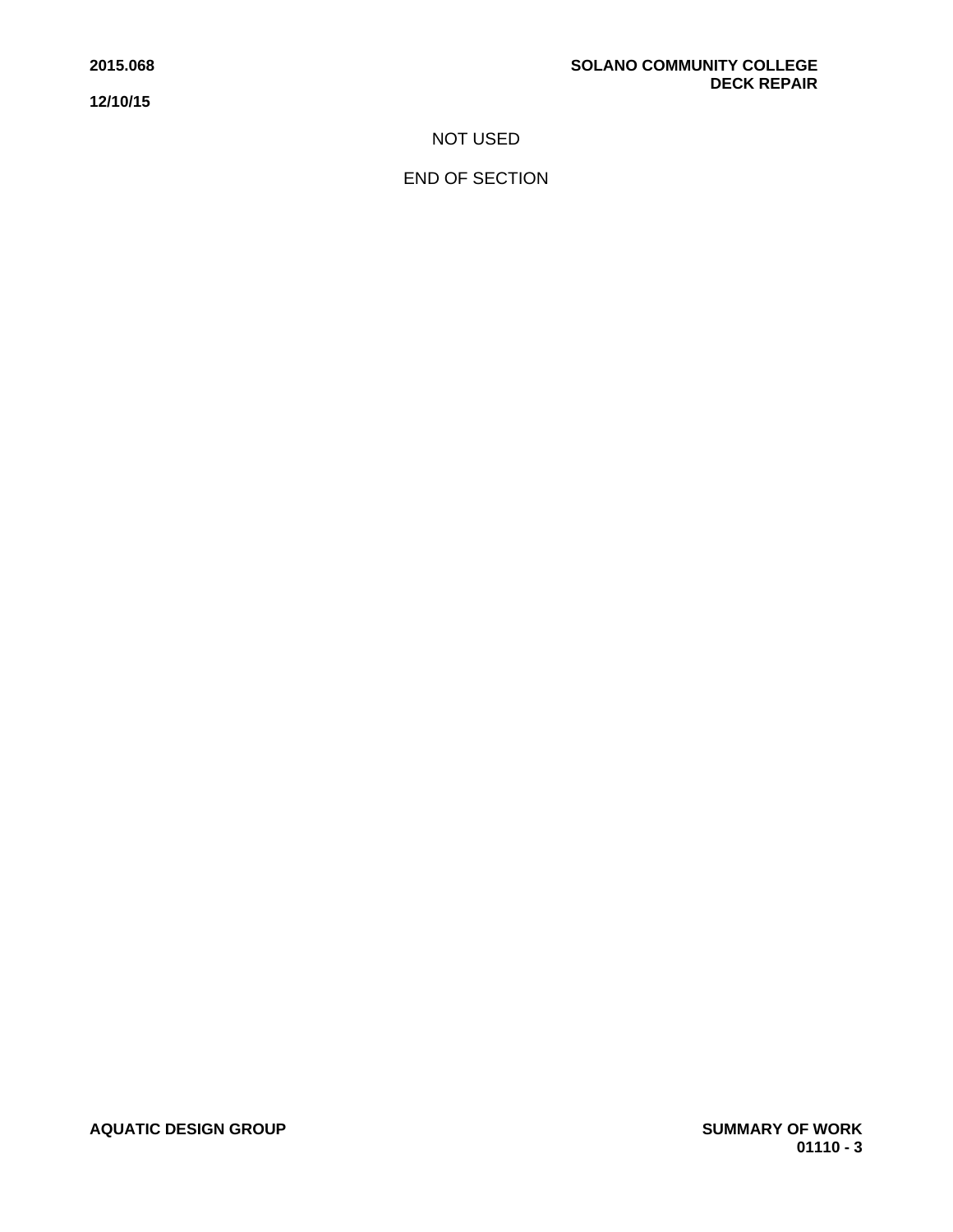NOT USED

END OF SECTION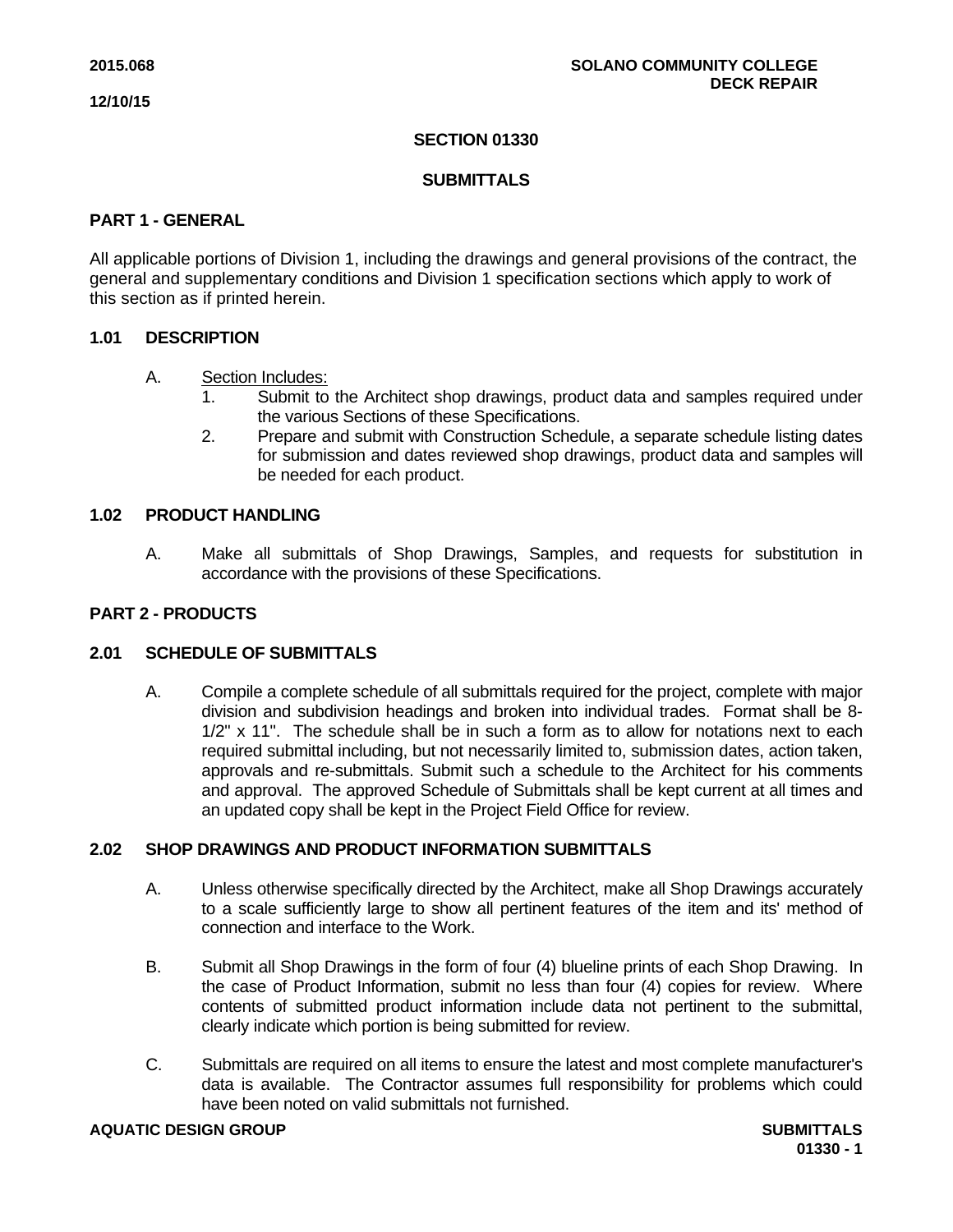# SECTION 01330

# SUBMITTALS

## PART 1 - GENERAL

All applicable portions of Division 1, including the drawings and general provisions of the contract, the general and supplementary conditions and Division 1 specification sections which apply to work of this section as if printed herein.

### 1.01 DESCRIPTION

A. Section Includes:
   1. Submit to the Architect shop drawings, product data and samples required under the various Sections of these Specifications.
   2. Prepare and submit with Construction Schedule, a separate schedule listing dates for submission and dates reviewed shop drawings, product data and samples will be needed for each product.

### 1.02 PRODUCT HANDLING

A. Make all submittals of Shop Drawings, Samples, and requests for substitution in accordance with the provisions of these Specifications.

## PART 2 - PRODUCTS

### 2.01 SCHEDULE OF SUBMITTALS

A. Compile a complete schedule of all submittals required for the project, complete with major division and subdivision headings and broken into individual trades. Format shall be 8-1/2" x 11". The schedule shall be in such a form as to allow for notations next to each required submittal including, but not necessarily limited to, submission dates, action taken, approvals and re-submittals. Submit such a schedule to the Architect for his comments and approval. The approved Schedule of Submittals shall be kept current at all times and an updated copy shall be kept in the Project Field Office for review.

### 2.02 SHOP DRAWINGS AND PRODUCT INFORMATION SUBMITTALS

A. Unless otherwise specifically directed by the Architect, make all Shop Drawings accurately to a scale sufficiently large to show all pertinent features of the item and its' method of connection and interface to the Work.

B. Submit all Shop Drawings in the form of four (4) blueline prints of each Shop Drawing. In the case of Product Information, submit no less than four (4) copies for review. Where contents of submitted product information include data not pertinent to the submittal, clearly indicate which portion is being submitted for review.

C. Submittals are required on all items to ensure the latest and most complete manufacturer's data is available. The Contractor assumes full responsibility for problems which could have been noted on valid submittals not furnished.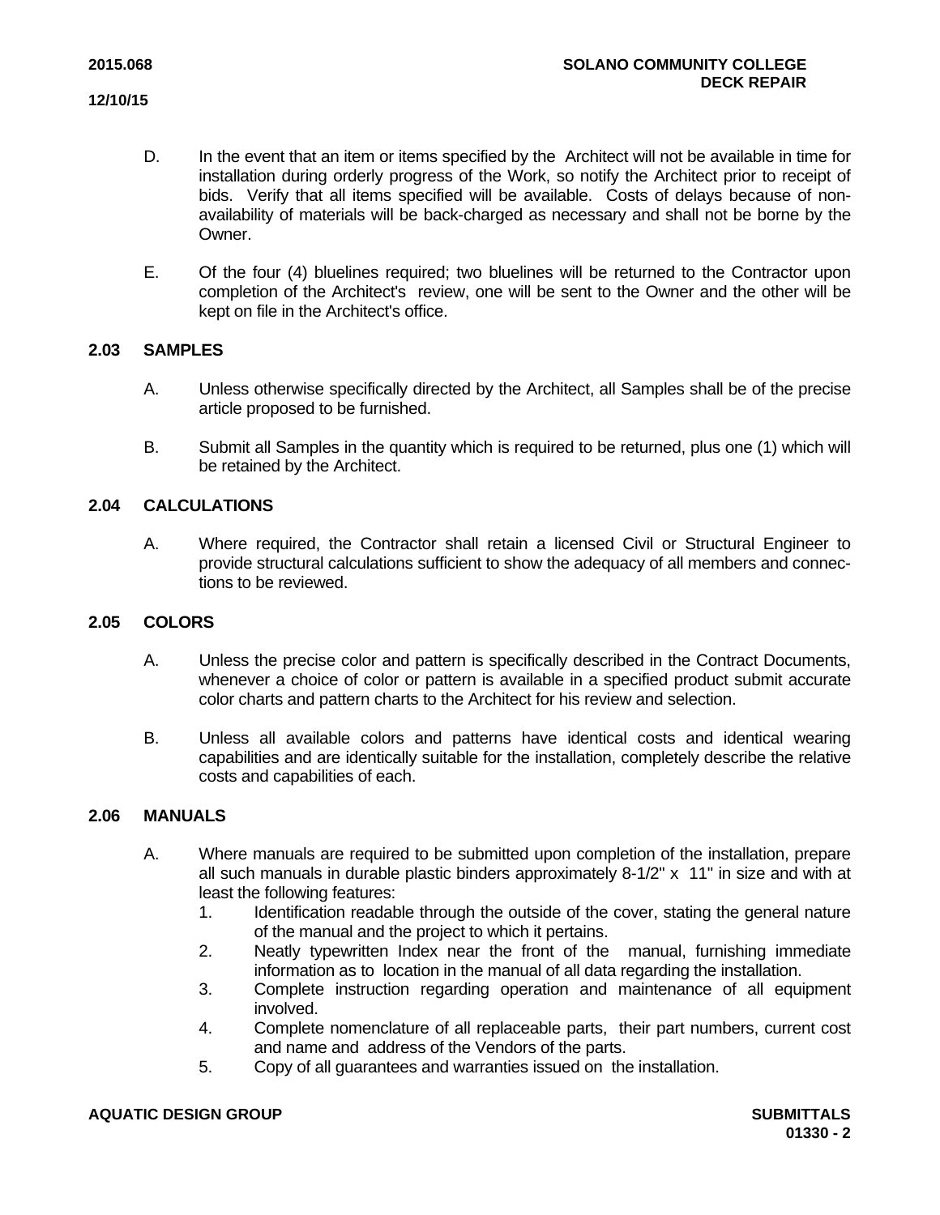D. In the event that an item or items specified by the Architect will not be available in time for installation during orderly progress of the Work, so notify the Architect prior to receipt of bids. Verify that all items specified will be available. Costs of delays because of non-availability of materials will be back-charged as necessary and shall not be borne by the Owner.

E. Of the four (4) bluelines required; two bluelines will be returned to the Contractor upon completion of the Architect's review, one will be sent to the Owner and the other will be kept on file in the Architect's office.

## 2.03 SAMPLES

A. Unless otherwise specifically directed by the Architect, all Samples shall be of the precise article proposed to be furnished.

B. Submit all Samples in the quantity which is required to be returned, plus one (1) which will be retained by the Architect.

## 2.04 CALCULATIONS

A. Where required, the Contractor shall retain a licensed Civil or Structural Engineer to provide structural calculations sufficient to show the adequacy of all members and connections to be reviewed.

## 2.05 COLORS

A. Unless the precise color and pattern is specifically described in the Contract Documents, whenever a choice of color or pattern is available in a specified product submit accurate color charts and pattern charts to the Architect for his review and selection.

B. Unless all available colors and patterns have identical costs and identical wearing capabilities and are identically suitable for the installation, completely describe the relative costs and capabilities of each.

## 2.06 MANUALS

A. Where manuals are required to be submitted upon completion of the installation, prepare all such manuals in durable plastic binders approximately 8-1/2" x 11" in size and with at least the following features:
   1. Identification readable through the outside of the cover, stating the general nature of the manual and the project to which it pertains.
   2. Neatly typewritten Index near the front of the manual, furnishing immediate information as to location in the manual of all data regarding the installation.
   3. Complete instruction regarding operation and maintenance of all equipment involved.
   4. Complete nomenclature of all replaceable parts, their part numbers, current cost and name and address of the Vendors of the parts.
   5. Copy of all guarantees and warranties issued on the installation.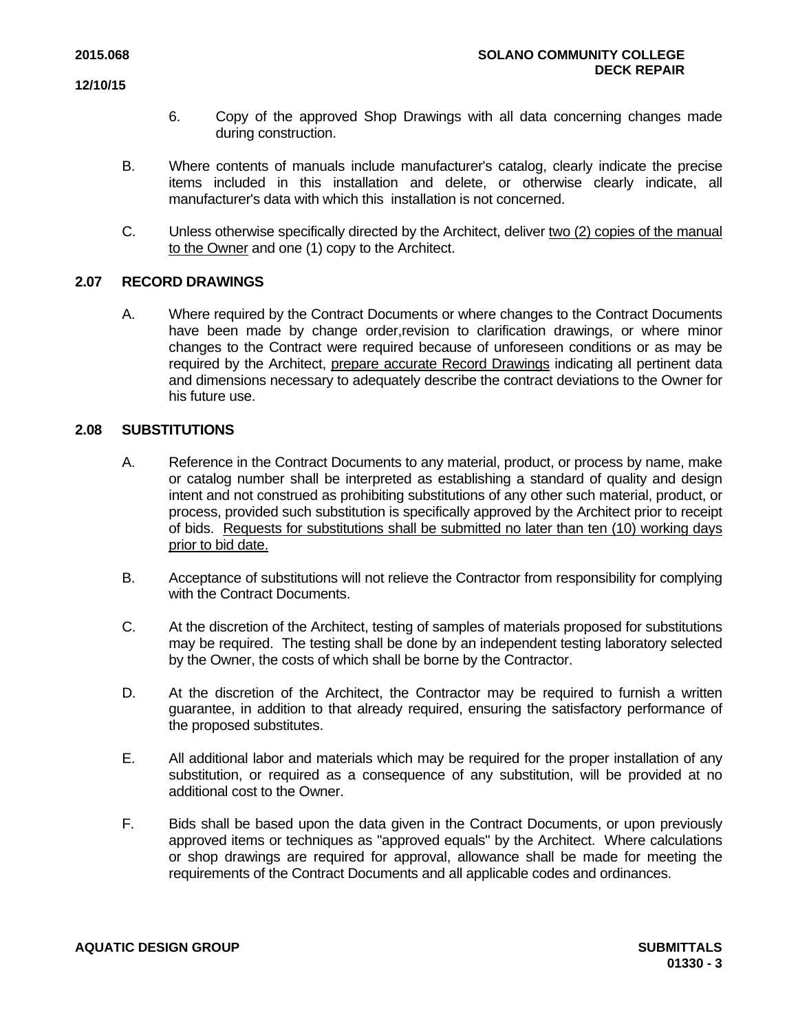6. Copy of the approved Shop Drawings with all data concerning changes made during construction.

B. Where contents of manuals include manufacturer's catalog, clearly indicate the precise items included in this installation and delete, or otherwise clearly indicate, all manufacturer's data with which this installation is not concerned.

C. Unless otherwise specifically directed by the Architect, deliver two (2) copies of the manual to the Owner and one (1) copy to the Architect.

## 2.07 RECORD DRAWINGS

A. Where required by the Contract Documents or where changes to the Contract Documents have been made by change order,revision to clarification drawings, or where minor changes to the Contract were required because of unforeseen conditions or as may be required by the Architect, prepare accurate Record Drawings indicating all pertinent data and dimensions necessary to adequately describe the contract deviations to the Owner for his future use.

## 2.08 SUBSTITUTIONS

A. Reference in the Contract Documents to any material, product, or process by name, make or catalog number shall be interpreted as establishing a standard of quality and design intent and not construed as prohibiting substitutions of any other such material, product, or process, provided such substitution is specifically approved by the Architect prior to receipt of bids. Requests for substitutions shall be submitted no later than ten (10) working days prior to bid date.

B. Acceptance of substitutions will not relieve the Contractor from responsibility for complying with the Contract Documents.

C. At the discretion of the Architect, testing of samples of materials proposed for substitutions may be required. The testing shall be done by an independent testing laboratory selected by the Owner, the costs of which shall be borne by the Contractor.

D. At the discretion of the Architect, the Contractor may be required to furnish a written guarantee, in addition to that already required, ensuring the satisfactory performance of the proposed substitutes.

E. All additional labor and materials which may be required for the proper installation of any substitution, or required as a consequence of any substitution, will be provided at no additional cost to the Owner.

F. Bids shall be based upon the data given in the Contract Documents, or upon previously approved items or techniques as "approved equals" by the Architect. Where calculations or shop drawings are required for approval, allowance shall be made for meeting the requirements of the Contract Documents and all applicable codes and ordinances.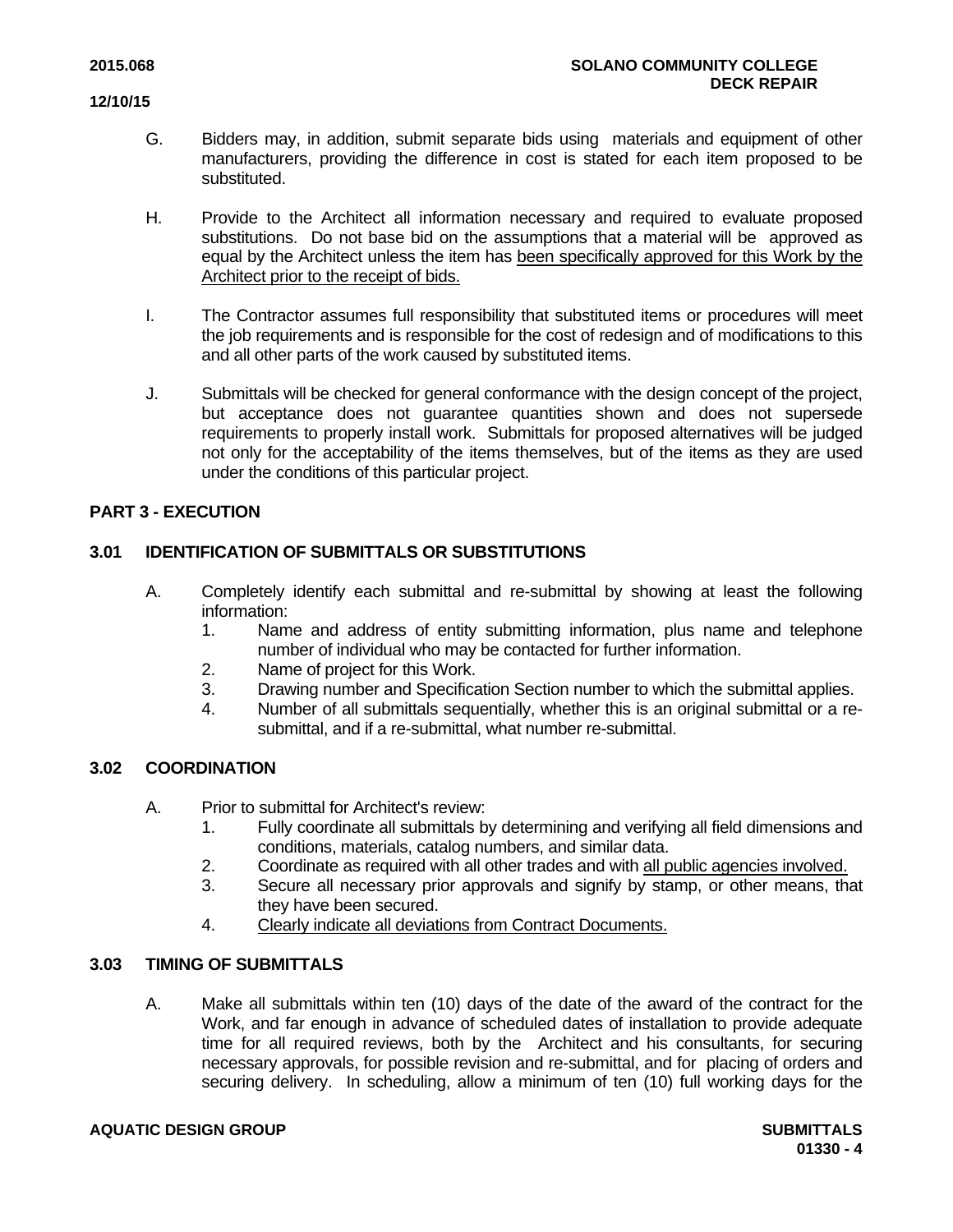G. Bidders may, in addition, submit separate bids using materials and equipment of other manufacturers, providing the difference in cost is stated for each item proposed to be substituted.

H. Provide to the Architect all information necessary and required to evaluate proposed substitutions. Do not base bid on the assumptions that a material will be approved as equal by the Architect unless the item has been specifically approved for this Work by the Architect prior to the receipt of bids.

I. The Contractor assumes full responsibility that substituted items or procedures will meet the job requirements and is responsible for the cost of redesign and of modifications to this and all other parts of the work caused by substituted items.

J. Submittals will be checked for general conformance with the design concept of the project, but acceptance does not guarantee quantities shown and does not supersede requirements to properly install work. Submittals for proposed alternatives will be judged not only for the acceptability of the items themselves, but of the items as they are used under the conditions of this particular project.

## PART 3 - EXECUTION

### 3.01 IDENTIFICATION OF SUBMITTALS OR SUBSTITUTIONS

A. Completely identify each submittal and re-submittal by showing at least the following information:
   1. Name and address of entity submitting information, plus name and telephone number of individual who may be contacted for further information.
   2. Name of project for this Work.
   3. Drawing number and Specification Section number to which the submittal applies.
   4. Number of all submittals sequentially, whether this is an original submittal or a re-submittal, and if a re-submittal, what number re-submittal.

### 3.02 COORDINATION

A. Prior to submittal for Architect's review:
   1. Fully coordinate all submittals by determining and verifying all field dimensions and conditions, materials, catalog numbers, and similar data.
   2. Coordinate as required with all other trades and with all public agencies involved.
   3. Secure all necessary prior approvals and signify by stamp, or other means, that they have been secured.
   4. Clearly indicate all deviations from Contract Documents.

### 3.03 TIMING OF SUBMITTALS

A. Make all submittals within ten (10) days of the date of the award of the contract for the Work, and far enough in advance of scheduled dates of installation to provide adequate time for all required reviews, both by the Architect and his consultants, for securing necessary approvals, for possible revision and re-submittal, and for placing of orders and securing delivery. In scheduling, allow a minimum of ten (10) full working days for the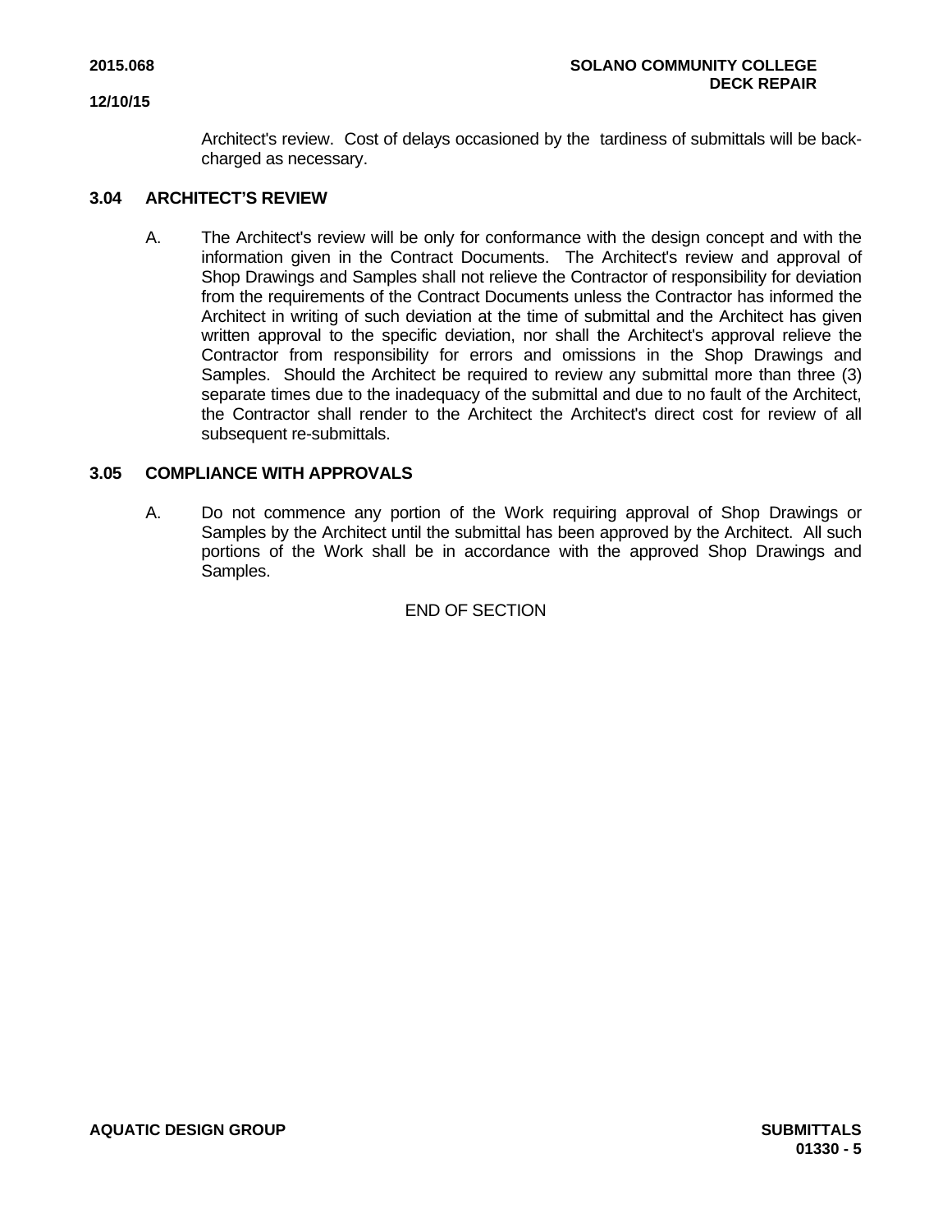Architect's review. Cost of delays occasioned by the tardiness of submittals will be back-charged as necessary.

### 3.04 ARCHITECT'S REVIEW

A. The Architect's review will be only for conformance with the design concept and with the information given in the Contract Documents. The Architect's review and approval of Shop Drawings and Samples shall not relieve the Contractor of responsibility for deviation from the requirements of the Contract Documents unless the Contractor has informed the Architect in writing of such deviation at the time of submittal and the Architect has given written approval to the specific deviation, nor shall the Architect's approval relieve the Contractor from responsibility for errors and omissions in the Shop Drawings and Samples. Should the Architect be required to review any submittal more than three (3) separate times due to the inadequacy of the submittal and due to no fault of the Architect, the Contractor shall render to the Architect the Architect's direct cost for review of all subsequent re-submittals.

### 3.05 COMPLIANCE WITH APPROVALS

A. Do not commence any portion of the Work requiring approval of Shop Drawings or Samples by the Architect until the submittal has been approved by the Architect. All such portions of the Work shall be in accordance with the approved Shop Drawings and Samples.

END OF SECTION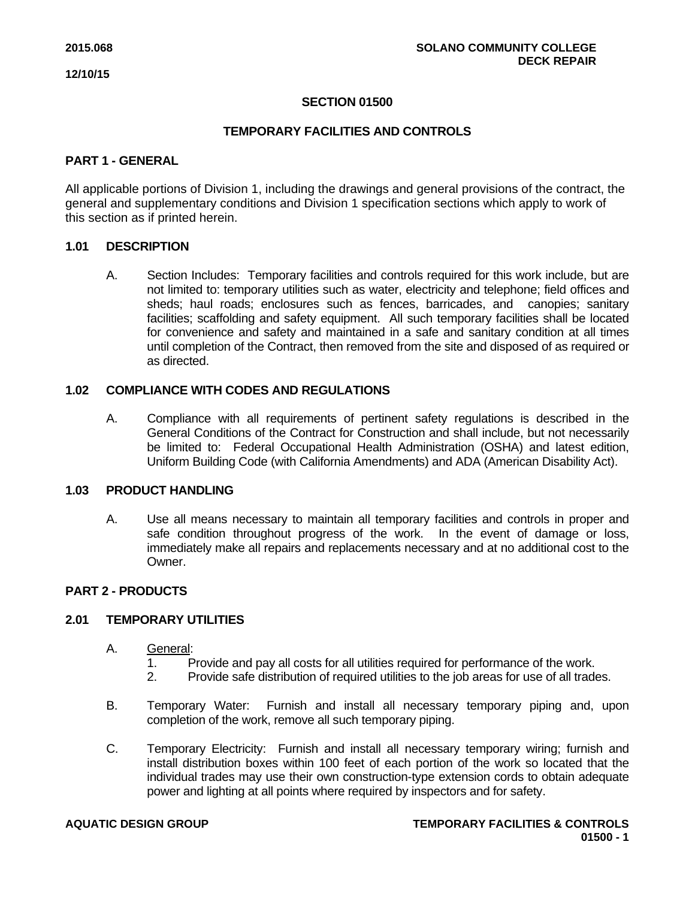## SECTION 01500

## TEMPORARY FACILITIES AND CONTROLS

### PART 1 - GENERAL

All applicable portions of Division 1, including the drawings and general provisions of the contract, the general and supplementary conditions and Division 1 specification sections which apply to work of this section as if printed herein.

### 1.01 DESCRIPTION

A. Section Includes: Temporary facilities and controls required for this work include, but are not limited to: temporary utilities such as water, electricity and telephone; field offices and sheds; haul roads; enclosures such as fences, barricades, and canopies; sanitary facilities; scaffolding and safety equipment. All such temporary facilities shall be located for convenience and safety and maintained in a safe and sanitary condition at all times until completion of the Contract, then removed from the site and disposed of as required or as directed.

### 1.02 COMPLIANCE WITH CODES AND REGULATIONS

A. Compliance with all requirements of pertinent safety regulations is described in the General Conditions of the Contract for Construction and shall include, but not necessarily be limited to: Federal Occupational Health Administration (OSHA) and latest edition, Uniform Building Code (with California Amendments) and ADA (American Disability Act).

### 1.03 PRODUCT HANDLING

A. Use all means necessary to maintain all temporary facilities and controls in proper and safe condition throughout progress of the work. In the event of damage or loss, immediately make all repairs and replacements necessary and at no additional cost to the Owner.

### PART 2 - PRODUCTS

### 2.01 TEMPORARY UTILITIES

A. General:
   1. Provide and pay all costs for all utilities required for performance of the work.
   2. Provide safe distribution of required utilities to the job areas for use of all trades.

B. Temporary Water: Furnish and install all necessary temporary piping and, upon completion of the work, remove all such temporary piping.

C. Temporary Electricity: Furnish and install all necessary temporary wiring; furnish and install distribution boxes within 100 feet of each portion of the work so located that the individual trades may use their own construction-type extension cords to obtain adequate power and lighting at all points where required by inspectors and for safety.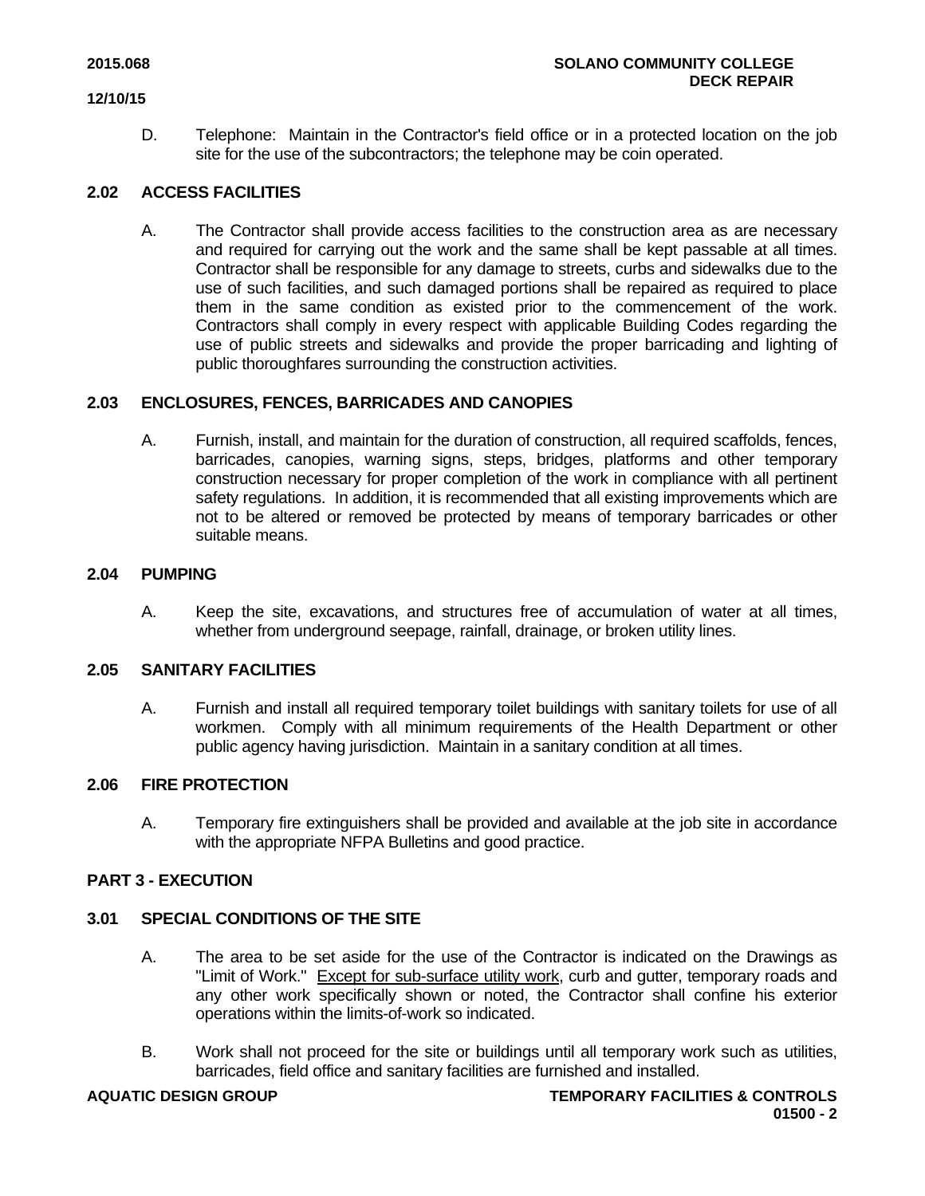D. Telephone: Maintain in the Contractor's field office or in a protected location on the job site for the use of the subcontractors; the telephone may be coin operated.

### 2.02 ACCESS FACILITIES

A. The Contractor shall provide access facilities to the construction area as are necessary and required for carrying out the work and the same shall be kept passable at all times. Contractor shall be responsible for any damage to streets, curbs and sidewalks due to the use of such facilities, and such damaged portions shall be repaired as required to place them in the same condition as existed prior to the commencement of the work. Contractors shall comply in every respect with applicable Building Codes regarding the use of public streets and sidewalks and provide the proper barricading and lighting of public thoroughfares surrounding the construction activities.

### 2.03 ENCLOSURES, FENCES, BARRICADES AND CANOPIES

A. Furnish, install, and maintain for the duration of construction, all required scaffolds, fences, barricades, canopies, warning signs, steps, bridges, platforms and other temporary construction necessary for proper completion of the work in compliance with all pertinent safety regulations. In addition, it is recommended that all existing improvements which are not to be altered or removed be protected by means of temporary barricades or other suitable means.

### 2.04 PUMPING

A. Keep the site, excavations, and structures free of accumulation of water at all times, whether from underground seepage, rainfall, drainage, or broken utility lines.

### 2.05 SANITARY FACILITIES

A. Furnish and install all required temporary toilet buildings with sanitary toilets for use of all workmen. Comply with all minimum requirements of the Health Department or other public agency having jurisdiction. Maintain in a sanitary condition at all times.

### 2.06 FIRE PROTECTION

A. Temporary fire extinguishers shall be provided and available at the job site in accordance with the appropriate NFPA Bulletins and good practice.

## PART 3 - EXECUTION

### 3.01 SPECIAL CONDITIONS OF THE SITE

A. The area to be set aside for the use of the Contractor is indicated on the Drawings as "Limit of Work." Except for sub-surface utility work, curb and gutter, temporary roads and any other work specifically shown or noted, the Contractor shall confine his exterior operations within the limits-of-work so indicated.

B. Work shall not proceed for the site or buildings until all temporary work such as utilities, barricades, field office and sanitary facilities are furnished and installed.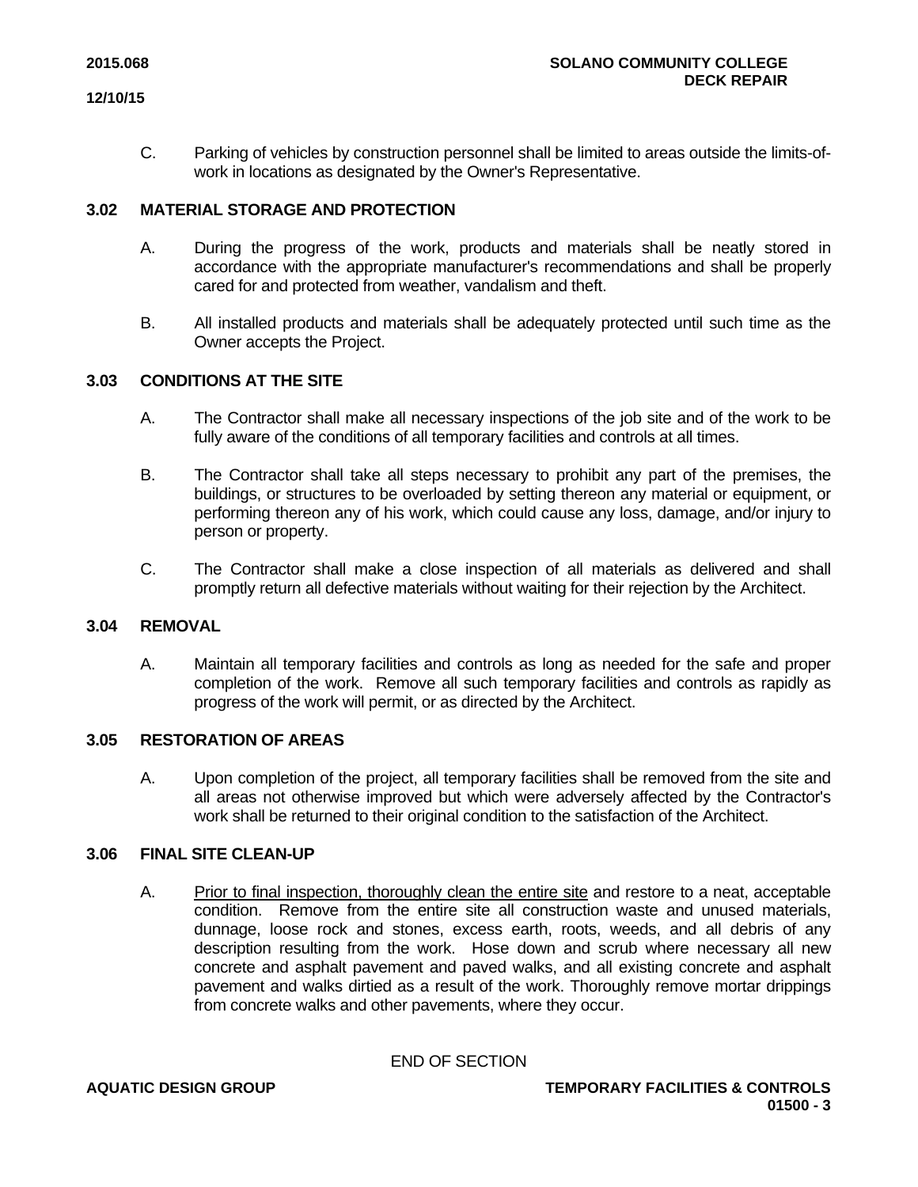C. Parking of vehicles by construction personnel shall be limited to areas outside the limits-of-work in locations as designated by the Owner's Representative.

## 3.02 MATERIAL STORAGE AND PROTECTION

A. During the progress of the work, products and materials shall be neatly stored in accordance with the appropriate manufacturer's recommendations and shall be properly cared for and protected from weather, vandalism and theft.

B. All installed products and materials shall be adequately protected until such time as the Owner accepts the Project.

## 3.03 CONDITIONS AT THE SITE

A. The Contractor shall make all necessary inspections of the job site and of the work to be fully aware of the conditions of all temporary facilities and controls at all times.

B. The Contractor shall take all steps necessary to prohibit any part of the premises, the buildings, or structures to be overloaded by setting thereon any material or equipment, or performing thereon any of his work, which could cause any loss, damage, and/or injury to person or property.

C. The Contractor shall make a close inspection of all materials as delivered and shall promptly return all defective materials without waiting for their rejection by the Architect.

## 3.04 REMOVAL

A. Maintain all temporary facilities and controls as long as needed for the safe and proper completion of the work. Remove all such temporary facilities and controls as rapidly as progress of the work will permit, or as directed by the Architect.

## 3.05 RESTORATION OF AREAS

A. Upon completion of the project, all temporary facilities shall be removed from the site and all areas not otherwise improved but which were adversely affected by the Contractor's work shall be returned to their original condition to the satisfaction of the Architect.

## 3.06 FINAL SITE CLEAN-UP

A. Prior to final inspection, thoroughly clean the entire site and restore to a neat, acceptable condition. Remove from the entire site all construction waste and unused materials, dunnage, loose rock and stones, excess earth, roots, weeds, and all debris of any description resulting from the work. Hose down and scrub where necessary all new concrete and asphalt pavement and paved walks, and all existing concrete and asphalt pavement and walks dirtied as a result of the work. Thoroughly remove mortar drippings from concrete walks and other pavements, where they occur.

END OF SECTION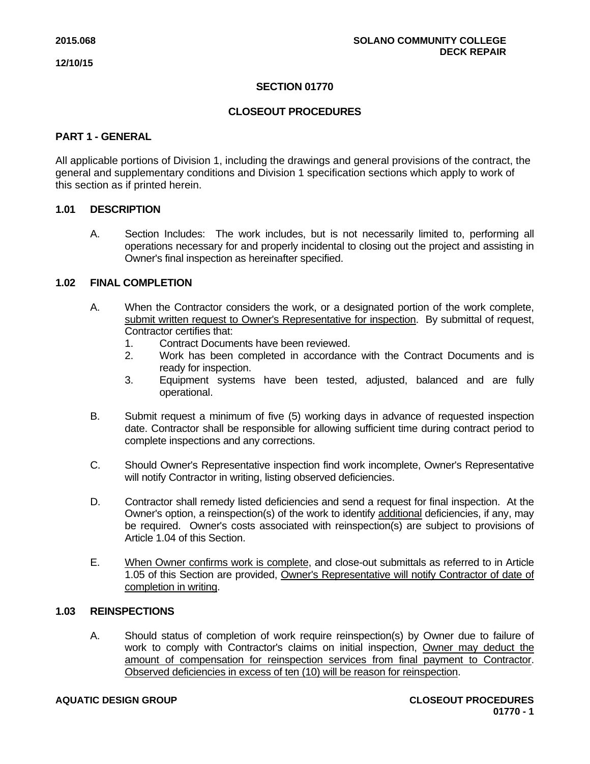# SECTION 01770

# CLOSEOUT PROCEDURES

## PART 1 - GENERAL

All applicable portions of Division 1, including the drawings and general provisions of the contract, the general and supplementary conditions and Division 1 specification sections which apply to work of this section as if printed herein.

### 1.01 DESCRIPTION

A. Section Includes: The work includes, but is not necessarily limited to, performing all operations necessary for and properly incidental to closing out the project and assisting in Owner's final inspection as hereinafter specified.

### 1.02 FINAL COMPLETION

A. When the Contractor considers the work, or a designated portion of the work complete, submit written request to Owner's Representative for inspection. By submittal of request, Contractor certifies that:
   1. Contract Documents have been reviewed.
   2. Work has been completed in accordance with the Contract Documents and is ready for inspection.
   3. Equipment systems have been tested, adjusted, balanced and are fully operational.

B. Submit request a minimum of five (5) working days in advance of requested inspection date. Contractor shall be responsible for allowing sufficient time during contract period to complete inspections and any corrections.

C. Should Owner's Representative inspection find work incomplete, Owner's Representative will notify Contractor in writing, listing observed deficiencies.

D. Contractor shall remedy listed deficiencies and send a request for final inspection. At the Owner's option, a reinspection(s) of the work to identify additional deficiencies, if any, may be required. Owner's costs associated with reinspection(s) are subject to provisions of Article 1.04 of this Section.

E. When Owner confirms work is complete, and close-out submittals as referred to in Article 1.05 of this Section are provided, Owner's Representative will notify Contractor of date of completion in writing.

### 1.03 REINSPECTIONS

A. Should status of completion of work require reinspection(s) by Owner due to failure of work to comply with Contractor's claims on initial inspection, Owner may deduct the amount of compensation for reinspection services from final payment to Contractor. Observed deficiencies in excess of ten (10) will be reason for reinspection.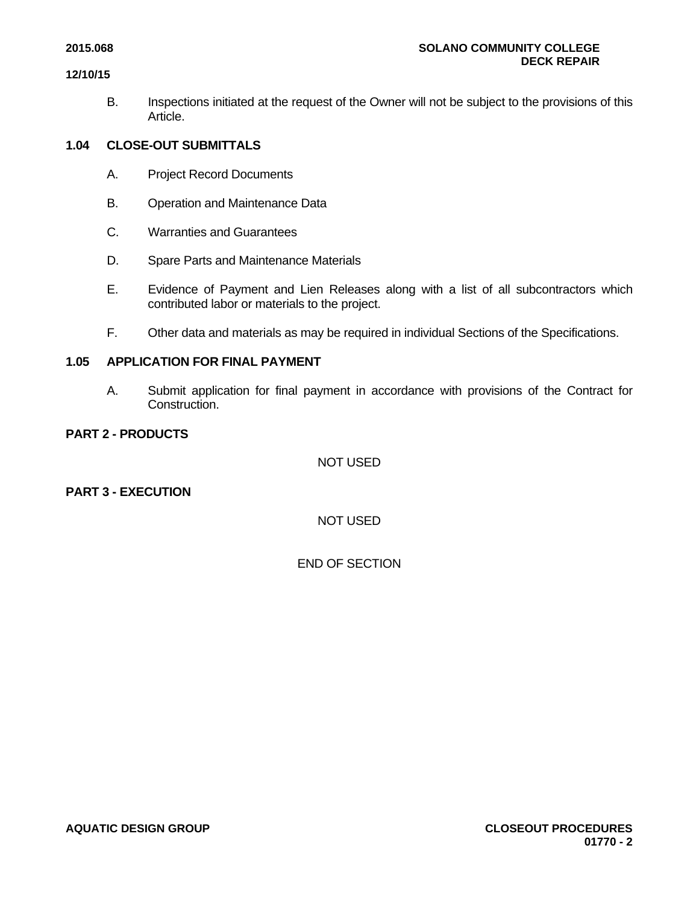B. Inspections initiated at the request of the Owner will not be subject to the provisions of this Article.

## 1.04 CLOSE-OUT SUBMITTALS

A. Project Record Documents

B. Operation and Maintenance Data

C. Warranties and Guarantees

D. Spare Parts and Maintenance Materials

E. Evidence of Payment and Lien Releases along with a list of all subcontractors which contributed labor or materials to the project.

F. Other data and materials as may be required in individual Sections of the Specifications.

## 1.05 APPLICATION FOR FINAL PAYMENT

A. Submit application for final payment in accordance with provisions of the Contract for Construction.

## PART 2 - PRODUCTS

NOT USED

## PART 3 - EXECUTION

NOT USED

END OF SECTION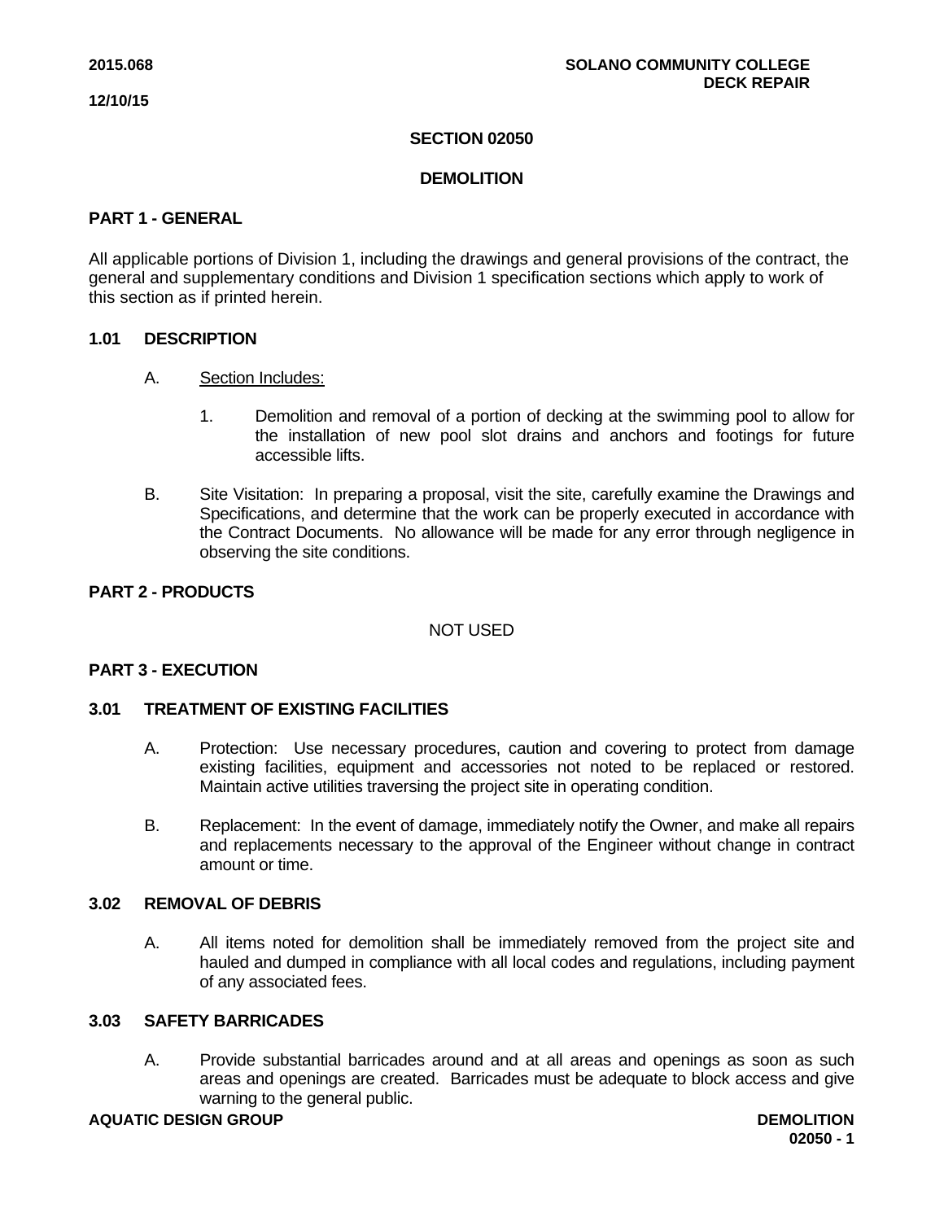# SECTION 02050

# DEMOLITION

## PART 1 - GENERAL

All applicable portions of Division 1, including the drawings and general provisions of the contract, the general and supplementary conditions and Division 1 specification sections which apply to work of this section as if printed herein.

### 1.01 DESCRIPTION

A. Section Includes:

1. Demolition and removal of a portion of decking at the swimming pool to allow for the installation of new pool slot drains and anchors and footings for future accessible lifts.

B. Site Visitation: In preparing a proposal, visit the site, carefully examine the Drawings and Specifications, and determine that the work can be properly executed in accordance with the Contract Documents. No allowance will be made for any error through negligence in observing the site conditions.

## PART 2 - PRODUCTS

NOT USED

## PART 3 - EXECUTION

### 3.01 TREATMENT OF EXISTING FACILITIES

A. Protection: Use necessary procedures, caution and covering to protect from damage existing facilities, equipment and accessories not noted to be replaced or restored. Maintain active utilities traversing the project site in operating condition.

B. Replacement: In the event of damage, immediately notify the Owner, and make all repairs and replacements necessary to the approval of the Engineer without change in contract amount or time.

### 3.02 REMOVAL OF DEBRIS

A. All items noted for demolition shall be immediately removed from the project site and hauled and dumped in compliance with all local codes and regulations, including payment of any associated fees.

### 3.03 SAFETY BARRICADES

A. Provide substantial barricades around and at all areas and openings as soon as such areas and openings are created. Barricades must be adequate to block access and give warning to the general public.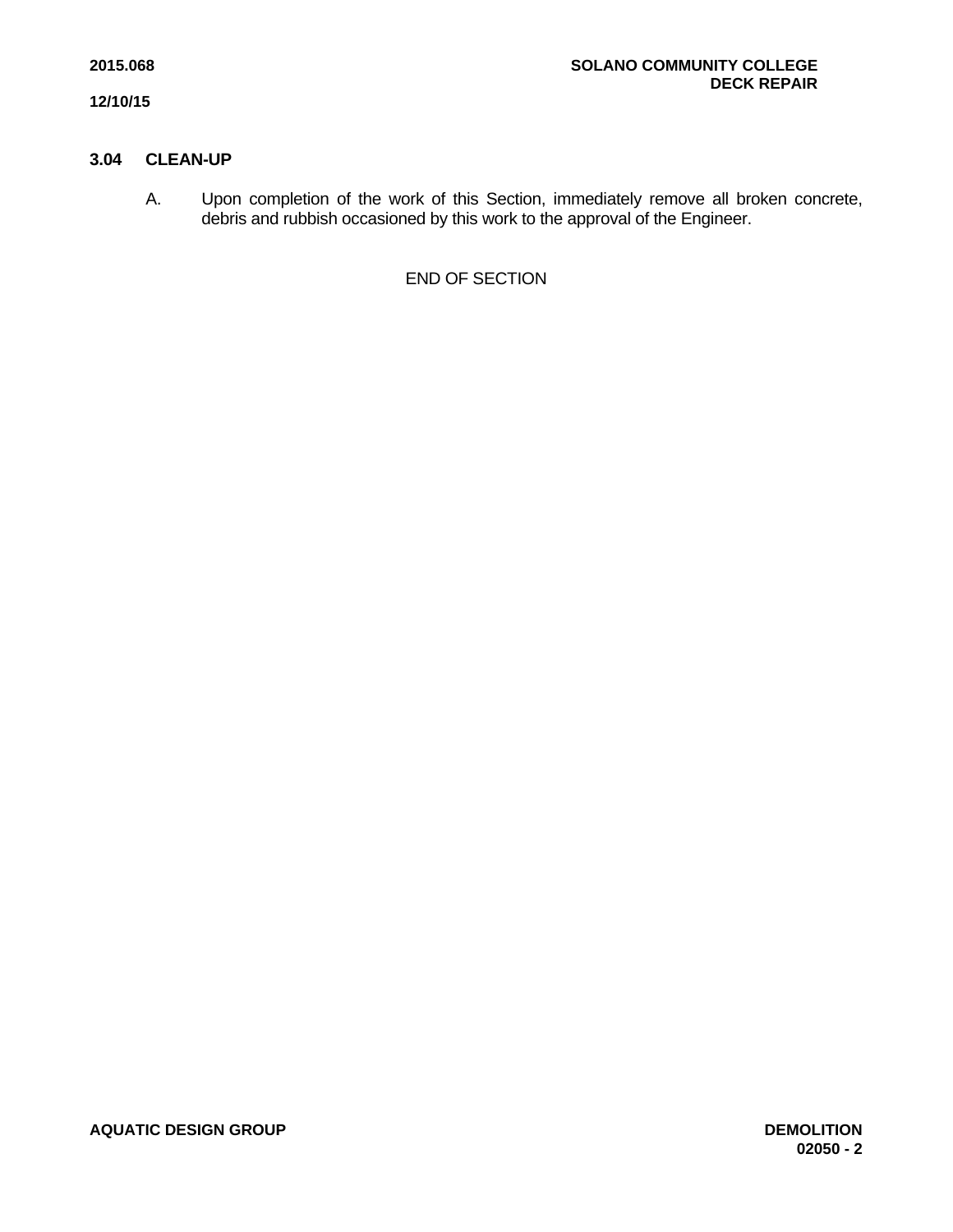### 3.04 CLEAN-UP

A. Upon completion of the work of this Section, immediately remove all broken concrete, debris and rubbish occasioned by this work to the approval of the Engineer.

END OF SECTION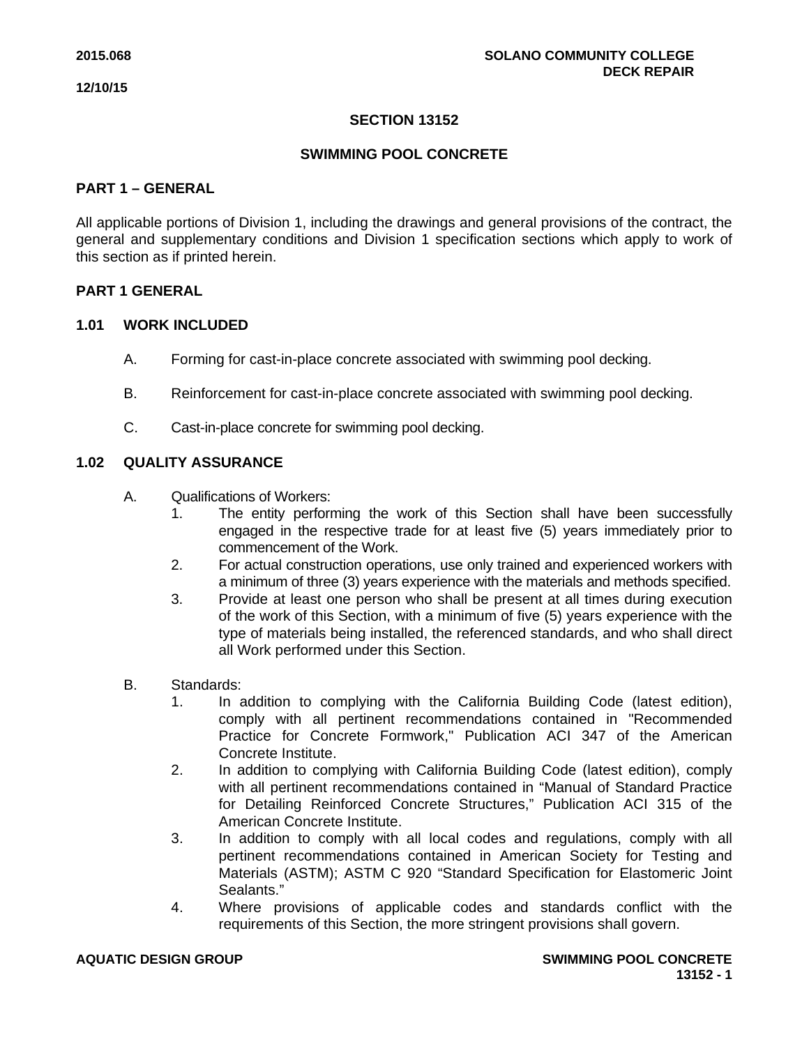# SECTION 13152

# SWIMMING POOL CONCRETE

## PART 1 – GENERAL

All applicable portions of Division 1, including the drawings and general provisions of the contract, the general and supplementary conditions and Division 1 specification sections which apply to work of this section as if printed herein.

## PART 1 GENERAL

### 1.01 WORK INCLUDED

A. Forming for cast-in-place concrete associated with swimming pool decking.

B. Reinforcement for cast-in-place concrete associated with swimming pool decking.

C. Cast-in-place concrete for swimming pool decking.

### 1.02 QUALITY ASSURANCE

A. Qualifications of Workers:
   1. The entity performing the work of this Section shall have been successfully engaged in the respective trade for at least five (5) years immediately prior to commencement of the Work.
   2. For actual construction operations, use only trained and experienced workers with a minimum of three (3) years experience with the materials and methods specified.
   3. Provide at least one person who shall be present at all times during execution of the work of this Section, with a minimum of five (5) years experience with the type of materials being installed, the referenced standards, and who shall direct all Work performed under this Section.

B. Standards:
   1. In addition to complying with the California Building Code (latest edition), comply with all pertinent recommendations contained in "Recommended Practice for Concrete Formwork," Publication ACI 347 of the American Concrete Institute.
   2. In addition to complying with California Building Code (latest edition), comply with all pertinent recommendations contained in "Manual of Standard Practice for Detailing Reinforced Concrete Structures," Publication ACI 315 of the American Concrete Institute.
   3. In addition to comply with all local codes and regulations, comply with all pertinent recommendations contained in American Society for Testing and Materials (ASTM); ASTM C 920 "Standard Specification for Elastomeric Joint Sealants."
   4. Where provisions of applicable codes and standards conflict with the requirements of this Section, the more stringent provisions shall govern.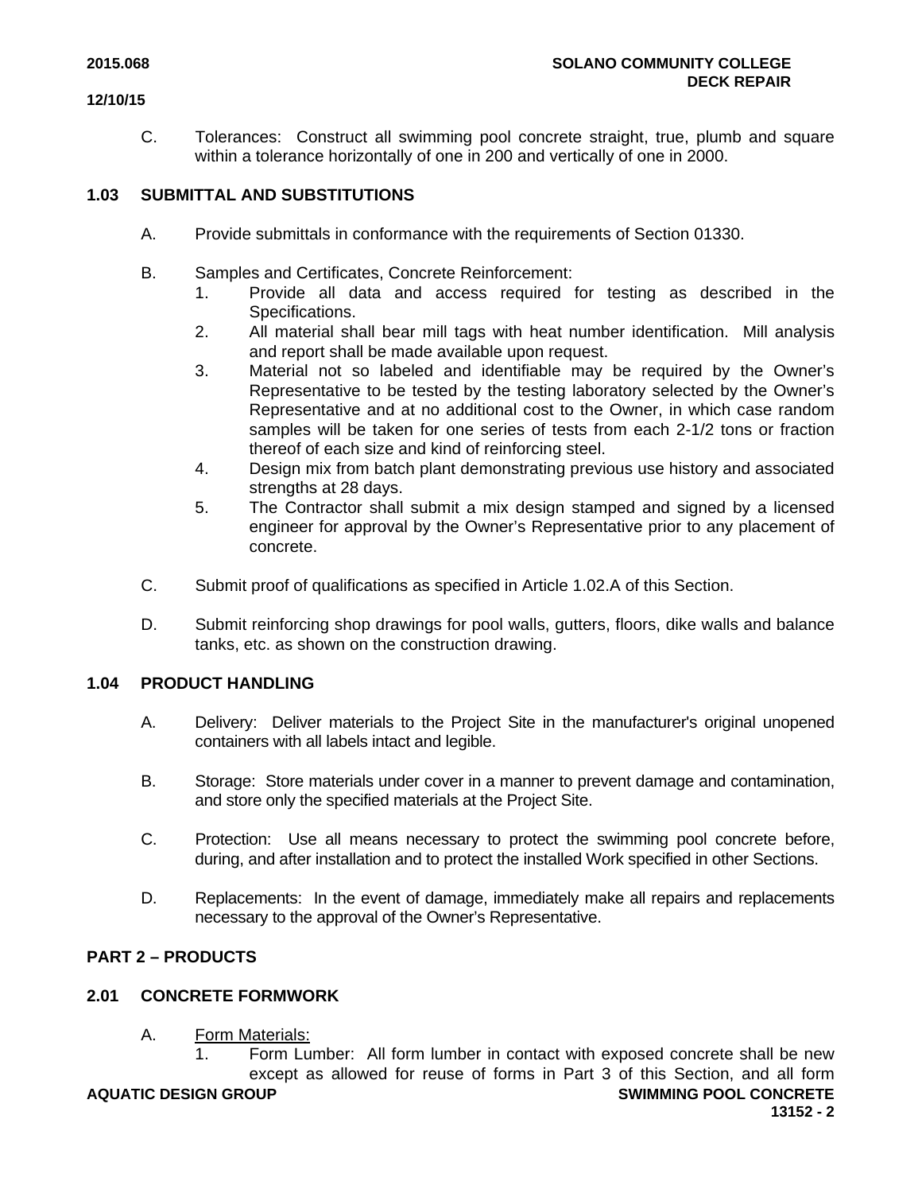C. Tolerances: Construct all swimming pool concrete straight, true, plumb and square within a tolerance horizontally of one in 200 and vertically of one in 2000.

## 1.03 SUBMITTAL AND SUBSTITUTIONS

A. Provide submittals in conformance with the requirements of Section 01330.

B. Samples and Certificates, Concrete Reinforcement:

1. Provide all data and access required for testing as described in the Specifications.
2. All material shall bear mill tags with heat number identification. Mill analysis and report shall be made available upon request.
3. Material not so labeled and identifiable may be required by the Owner's Representative to be tested by the testing laboratory selected by the Owner's Representative and at no additional cost to the Owner, in which case random samples will be taken for one series of tests from each 2-1/2 tons or fraction thereof of each size and kind of reinforcing steel.
4. Design mix from batch plant demonstrating previous use history and associated strengths at 28 days.
5. The Contractor shall submit a mix design stamped and signed by a licensed engineer for approval by the Owner's Representative prior to any placement of concrete.

C. Submit proof of qualifications as specified in Article 1.02.A of this Section.

D. Submit reinforcing shop drawings for pool walls, gutters, floors, dike walls and balance tanks, etc. as shown on the construction drawing.

## 1.04 PRODUCT HANDLING

A. Delivery: Deliver materials to the Project Site in the manufacturer's original unopened containers with all labels intact and legible.

B. Storage: Store materials under cover in a manner to prevent damage and contamination, and store only the specified materials at the Project Site.

C. Protection: Use all means necessary to protect the swimming pool concrete before, during, and after installation and to protect the installed Work specified in other Sections.

D. Replacements: In the event of damage, immediately make all repairs and replacements necessary to the approval of the Owner's Representative.

# PART 2 – PRODUCTS

## 2.01 CONCRETE FORMWORK

A. Form Materials:

1. Form Lumber: All form lumber in contact with exposed concrete shall be new except as allowed for reuse of forms in Part 3 of this Section, and all form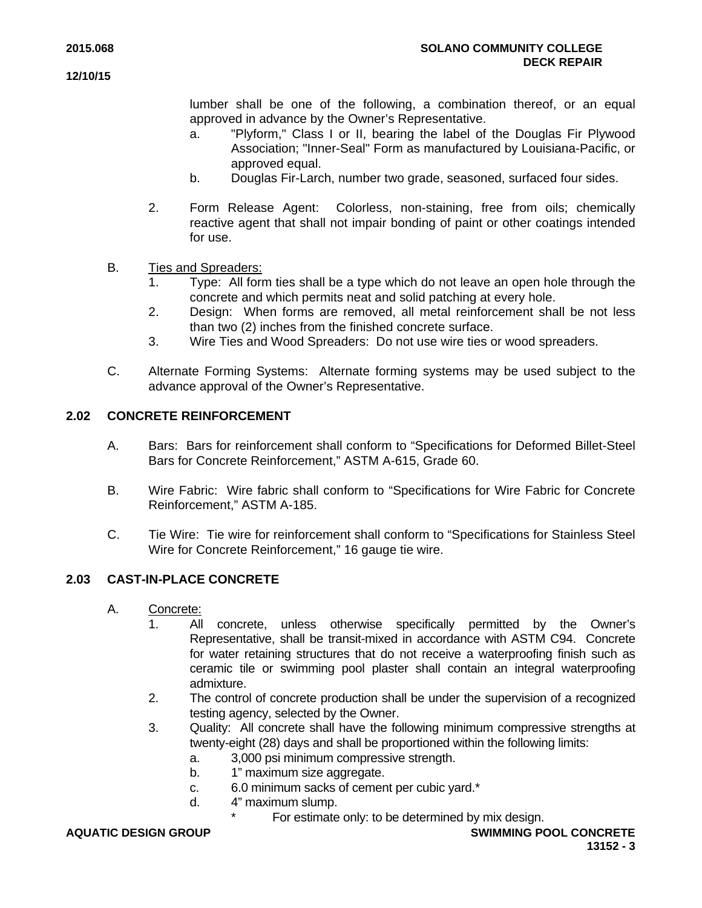lumber shall be one of the following, a combination thereof, or an equal approved in advance by the Owner's Representative.

   a. "Plyform," Class I or II, bearing the label of the Douglas Fir Plywood Association; "Inner-Seal" Form as manufactured by Louisiana-Pacific, or approved equal.
   b. Douglas Fir-Larch, number two grade, seasoned, surfaced four sides.

2. Form Release Agent: Colorless, non-staining, free from oils; chemically reactive agent that shall not impair bonding of paint or other coatings intended for use.

B. <u>Ties and Spreaders:</u>
   1. Type: All form ties shall be a type which do not leave an open hole through the concrete and which permits neat and solid patching at every hole.
   2. Design: When forms are removed, all metal reinforcement shall be not less than two (2) inches from the finished concrete surface.
   3. Wire Ties and Wood Spreaders: Do not use wire ties or wood spreaders.

C. Alternate Forming Systems: Alternate forming systems may be used subject to the advance approval of the Owner's Representative.

## 2.02 CONCRETE REINFORCEMENT

A. Bars: Bars for reinforcement shall conform to "Specifications for Deformed Billet-Steel Bars for Concrete Reinforcement," ASTM A-615, Grade 60.

B. Wire Fabric: Wire fabric shall conform to "Specifications for Wire Fabric for Concrete Reinforcement," ASTM A-185.

C. Tie Wire: Tie wire for reinforcement shall conform to "Specifications for Stainless Steel Wire for Concrete Reinforcement," 16 gauge tie wire.

## 2.03 CAST-IN-PLACE CONCRETE

A. <u>Concrete:</u>
   1. All concrete, unless otherwise specifically permitted by the Owner's Representative, shall be transit-mixed in accordance with ASTM C94. Concrete for water retaining structures that do not receive a waterproofing finish such as ceramic tile or swimming pool plaster shall contain an integral waterproofing admixture.
   2. The control of concrete production shall be under the supervision of a recognized testing agency, selected by the Owner.
   3. Quality: All concrete shall have the following minimum compressive strengths at twenty-eight (28) days and shall be proportioned within the following limits:
      a. 3,000 psi minimum compressive strength.
      b. 1" maximum size aggregate.
      c. 6.0 minimum sacks of cement per cubic yard.*
      d. 4" maximum slump.

      \* For estimate only: to be determined by mix design.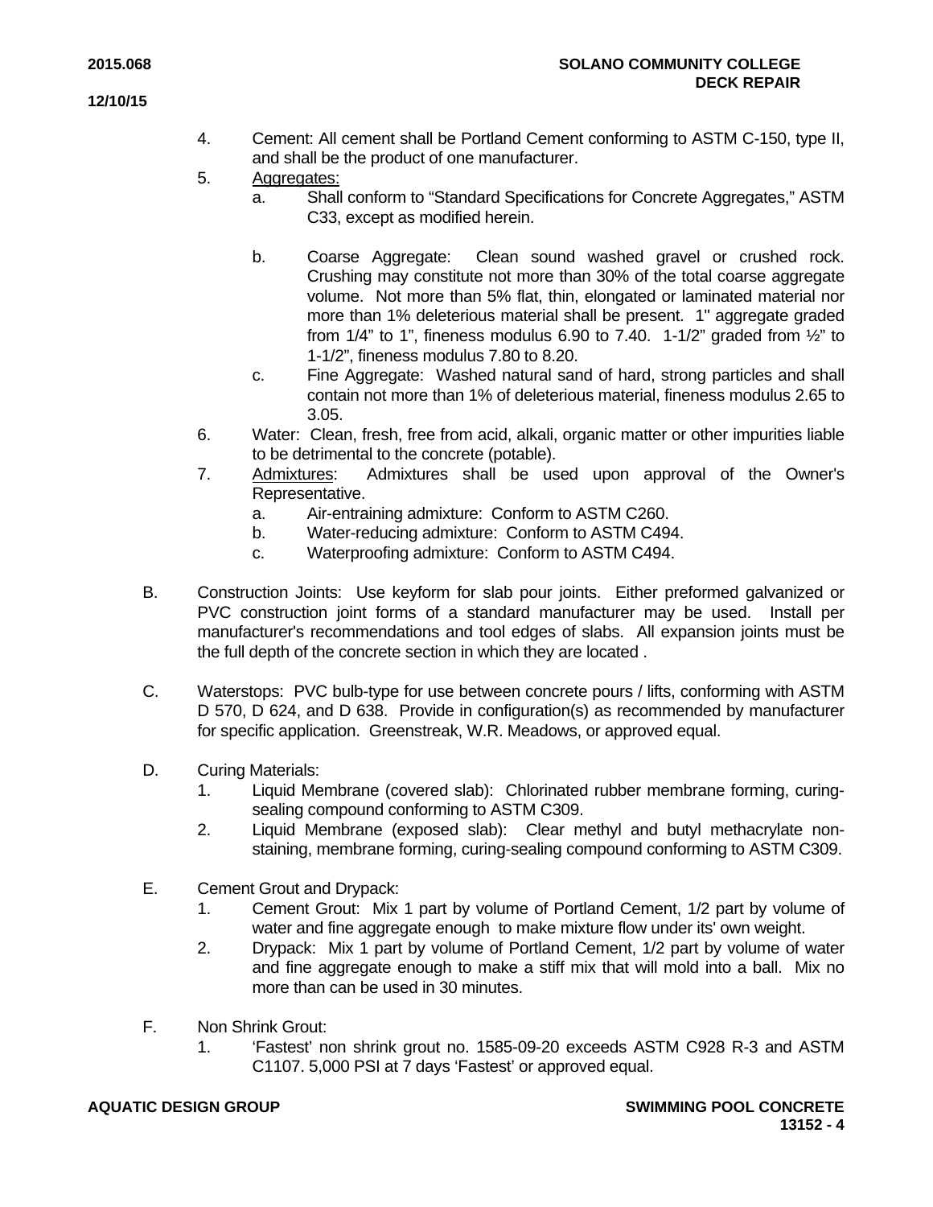4. Cement: All cement shall be Portland Cement conforming to ASTM C-150, type II, and shall be the product of one manufacturer.
5. Aggregates:
   a. Shall conform to "Standard Specifications for Concrete Aggregates," ASTM C33, except as modified herein.

   b. Coarse Aggregate: Clean sound washed gravel or crushed rock. Crushing may constitute not more than 30% of the total coarse aggregate volume. Not more than 5% flat, thin, elongated or laminated material nor more than 1% deleterious material shall be present. 1" aggregate graded from 1/4" to 1", fineness modulus 6.90 to 7.40. 1-1/2" graded from ½" to 1-1/2", fineness modulus 7.80 to 8.20.
   c. Fine Aggregate: Washed natural sand of hard, strong particles and shall contain not more than 1% of deleterious material, fineness modulus 2.65 to 3.05.
6. Water: Clean, fresh, free from acid, alkali, organic matter or other impurities liable to be detrimental to the concrete (potable).
7. Admixtures: Admixtures shall be used upon approval of the Owner's Representative.
   a. Air-entraining admixture: Conform to ASTM C260.
   b. Water-reducing admixture: Conform to ASTM C494.
   c. Waterproofing admixture: Conform to ASTM C494.

B. Construction Joints: Use keyform for slab pour joints. Either preformed galvanized or PVC construction joint forms of a standard manufacturer may be used. Install per manufacturer's recommendations and tool edges of slabs. All expansion joints must be the full depth of the concrete section in which they are located .

C. Waterstops: PVC bulb-type for use between concrete pours / lifts, conforming with ASTM D 570, D 624, and D 638. Provide in configuration(s) as recommended by manufacturer for specific application. Greenstreak, W.R. Meadows, or approved equal.

D. Curing Materials:
   1. Liquid Membrane (covered slab): Chlorinated rubber membrane forming, curing-sealing compound conforming to ASTM C309.
   2. Liquid Membrane (exposed slab): Clear methyl and butyl methacrylate non-staining, membrane forming, curing-sealing compound conforming to ASTM C309.

E. Cement Grout and Drypack:
   1. Cement Grout: Mix 1 part by volume of Portland Cement, 1/2 part by volume of water and fine aggregate enough to make mixture flow under its' own weight.
   2. Drypack: Mix 1 part by volume of Portland Cement, 1/2 part by volume of water and fine aggregate enough to make a stiff mix that will mold into a ball. Mix no more than can be used in 30 minutes.

F. Non Shrink Grout:
   1. 'Fastest' non shrink grout no. 1585-09-20 exceeds ASTM C928 R-3 and ASTM C1107. 5,000 PSI at 7 days 'Fastest' or approved equal.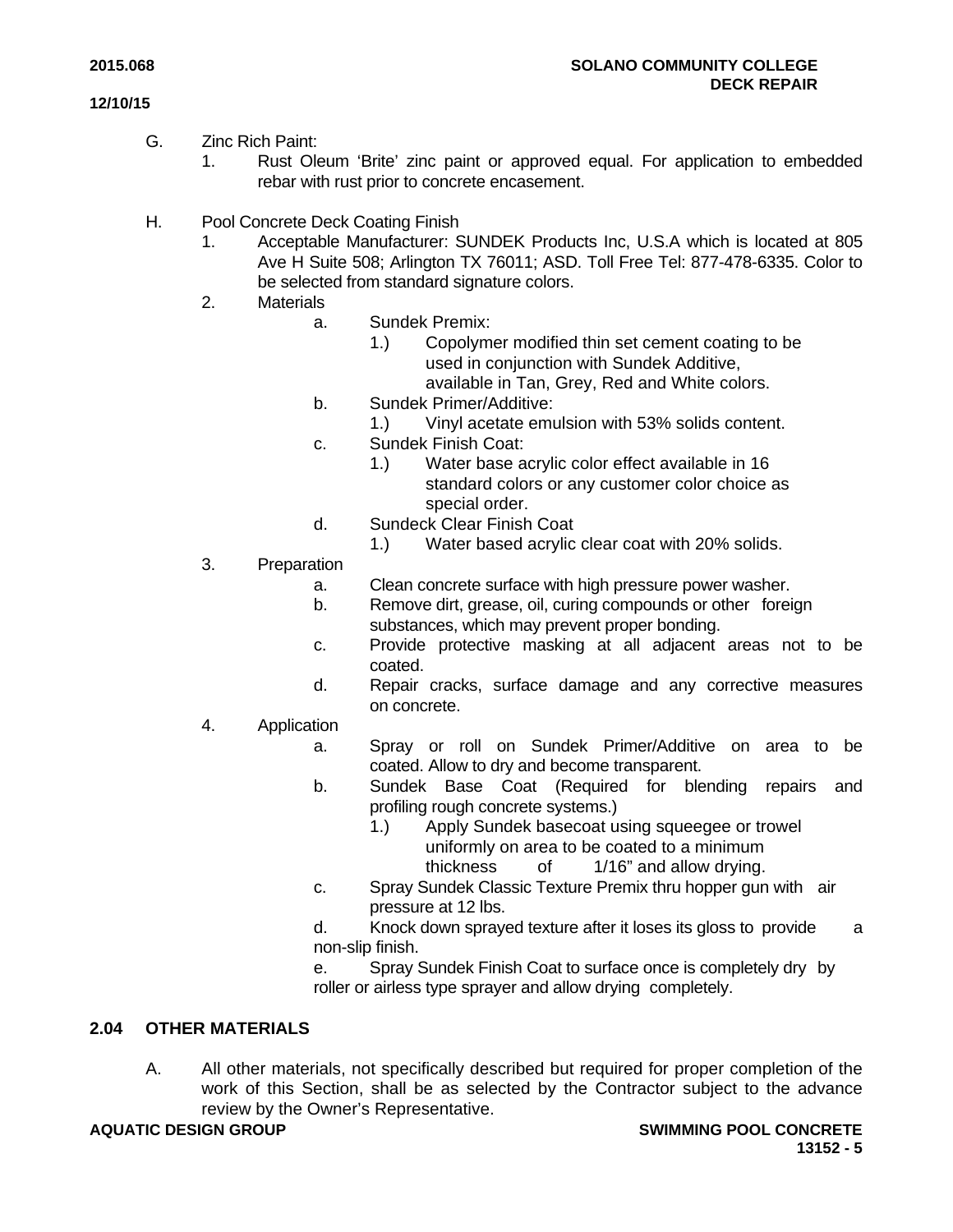G. Zinc Rich Paint:

1. Rust Oleum 'Brite' zinc paint or approved equal. For application to embedded rebar with rust prior to concrete encasement.

H. Pool Concrete Deck Coating Finish

1. Acceptable Manufacturer: SUNDEK Products Inc, U.S.A which is located at 805 Ave H Suite 508; Arlington TX 76011; ASD. Toll Free Tel: 877-478-6335. Color to be selected from standard signature colors.
2. Materials
   - a. Sundek Premix:
     - 1.) Copolymer modified thin set cement coating to be used in conjunction with Sundek Additive, available in Tan, Grey, Red and White colors.
   - b. Sundek Primer/Additive:
     - 1.) Vinyl acetate emulsion with 53% solids content.
   - c. Sundek Finish Coat:
     - 1.) Water base acrylic color effect available in 16 standard colors or any customer color choice as special order.
   - d. Sundeck Clear Finish Coat
     - 1.) Water based acrylic clear coat with 20% solids.
3. Preparation
   - a. Clean concrete surface with high pressure power washer.
   - b. Remove dirt, grease, oil, curing compounds or other foreign substances, which may prevent proper bonding.
   - c. Provide protective masking at all adjacent areas not to be coated.
   - d. Repair cracks, surface damage and any corrective measures on concrete.
4. Application
   - a. Spray or roll on Sundek Primer/Additive on area to be coated. Allow to dry and become transparent.
   - b. Sundek Base Coat (Required for blending repairs and profiling rough concrete systems.)
     - 1.) Apply Sundek basecoat using squeegee or trowel uniformly on area to be coated to a minimum thickness of 1/16" and allow drying.
   - c. Spray Sundek Classic Texture Premix thru hopper gun with air pressure at 12 lbs.
   - d. Knock down sprayed texture after it loses its gloss to provide a non-slip finish.
   - e. Spray Sundek Finish Coat to surface once is completely dry by roller or airless type sprayer and allow drying completely.

## 2.04 OTHER MATERIALS

A. All other materials, not specifically described but required for proper completion of the work of this Section, shall be as selected by the Contractor subject to the advance review by the Owner's Representative.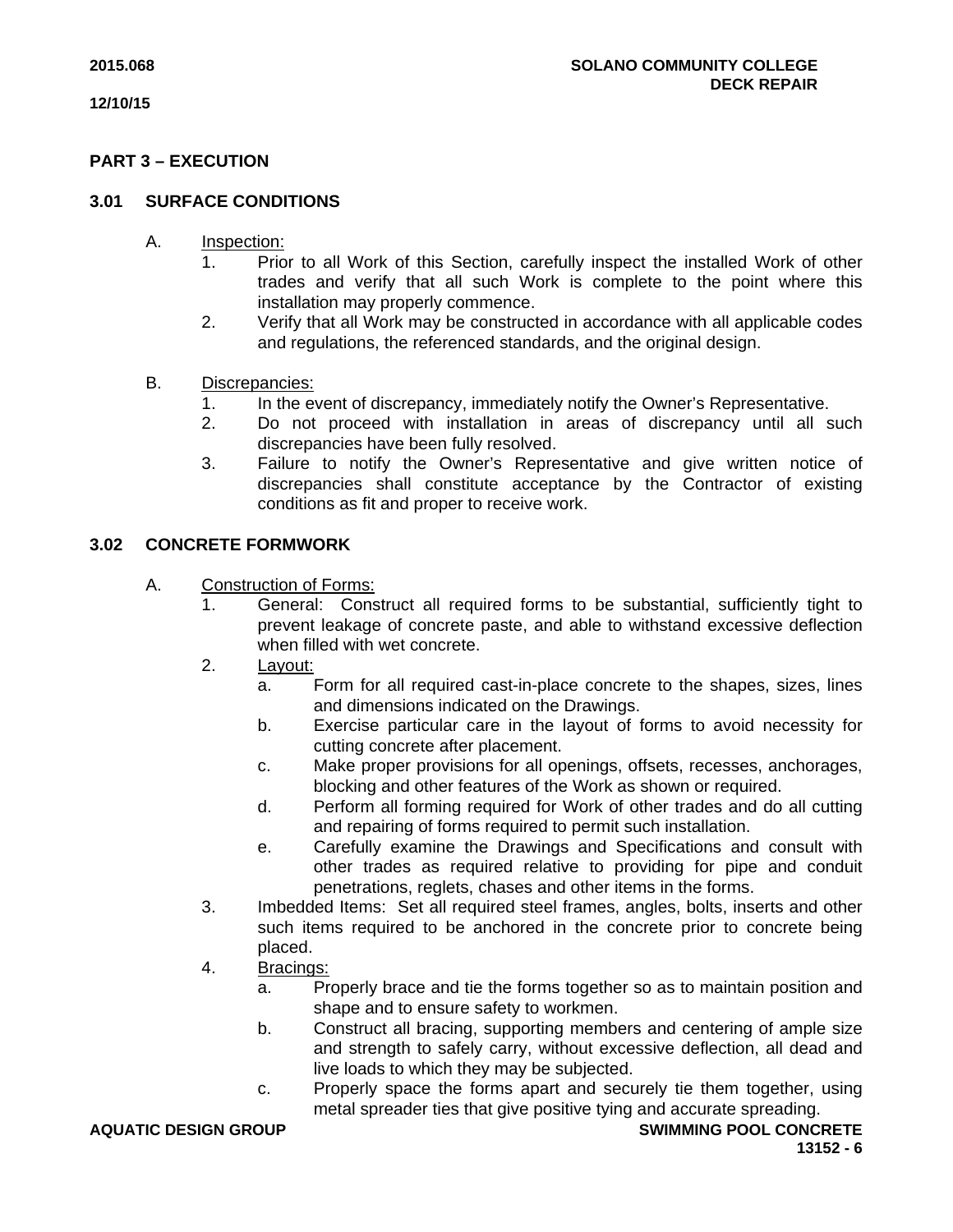## PART 3 – EXECUTION

### 3.01 SURFACE CONDITIONS

A. Inspection:
   1. Prior to all Work of this Section, carefully inspect the installed Work of other trades and verify that all such Work is complete to the point where this installation may properly commence.
   2. Verify that all Work may be constructed in accordance with all applicable codes and regulations, the referenced standards, and the original design.

B. Discrepancies:
   1. In the event of discrepancy, immediately notify the Owner's Representative.
   2. Do not proceed with installation in areas of discrepancy until all such discrepancies have been fully resolved.
   3. Failure to notify the Owner's Representative and give written notice of discrepancies shall constitute acceptance by the Contractor of existing conditions as fit and proper to receive work.

### 3.02 CONCRETE FORMWORK

A. Construction of Forms:
   1. General: Construct all required forms to be substantial, sufficiently tight to prevent leakage of concrete paste, and able to withstand excessive deflection when filled with wet concrete.
   2. Layout:
      a. Form for all required cast-in-place concrete to the shapes, sizes, lines and dimensions indicated on the Drawings.
      b. Exercise particular care in the layout of forms to avoid necessity for cutting concrete after placement.
      c. Make proper provisions for all openings, offsets, recesses, anchorages, blocking and other features of the Work as shown or required.
      d. Perform all forming required for Work of other trades and do all cutting and repairing of forms required to permit such installation.
      e. Carefully examine the Drawings and Specifications and consult with other trades as required relative to providing for pipe and conduit penetrations, reglets, chases and other items in the forms.
   3. Imbedded Items: Set all required steel frames, angles, bolts, inserts and other such items required to be anchored in the concrete prior to concrete being placed.
   4. Bracings:
      a. Properly brace and tie the forms together so as to maintain position and shape and to ensure safety to workmen.
      b. Construct all bracing, supporting members and centering of ample size and strength to safely carry, without excessive deflection, all dead and live loads to which they may be subjected.
      c. Properly space the forms apart and securely tie them together, using metal spreader ties that give positive tying and accurate spreading.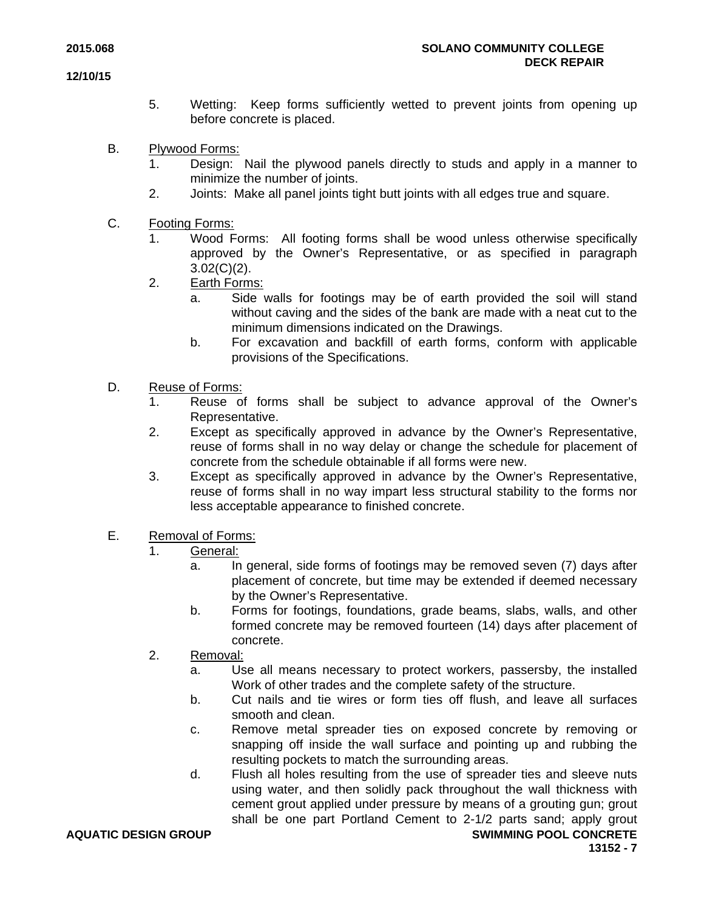5. Wetting: Keep forms sufficiently wetted to prevent joints from opening up before concrete is placed.

B. Plywood Forms:

1. Design: Nail the plywood panels directly to studs and apply in a manner to minimize the number of joints.
2. Joints: Make all panel joints tight butt joints with all edges true and square.

C. Footing Forms:

1. Wood Forms: All footing forms shall be wood unless otherwise specifically approved by the Owner's Representative, or as specified in paragraph 3.02(C)(2).
2. Earth Forms:
   a. Side walls for footings may be of earth provided the soil will stand without caving and the sides of the bank are made with a neat cut to the minimum dimensions indicated on the Drawings.
   b. For excavation and backfill of earth forms, conform with applicable provisions of the Specifications.

D. Reuse of Forms:

1. Reuse of forms shall be subject to advance approval of the Owner's Representative.
2. Except as specifically approved in advance by the Owner's Representative, reuse of forms shall in no way delay or change the schedule for placement of concrete from the schedule obtainable if all forms were new.
3. Except as specifically approved in advance by the Owner's Representative, reuse of forms shall in no way impart less structural stability to the forms nor less acceptable appearance to finished concrete.

E. Removal of Forms:

1. General:
   a. In general, side forms of footings may be removed seven (7) days after placement of concrete, but time may be extended if deemed necessary by the Owner's Representative.
   b. Forms for footings, foundations, grade beams, slabs, walls, and other formed concrete may be removed fourteen (14) days after placement of concrete.
2. Removal:
   a. Use all means necessary to protect workers, passersby, the installed Work of other trades and the complete safety of the structure.
   b. Cut nails and tie wires or form ties off flush, and leave all surfaces smooth and clean.
   c. Remove metal spreader ties on exposed concrete by removing or snapping off inside the wall surface and pointing up and rubbing the resulting pockets to match the surrounding areas.
   d. Flush all holes resulting from the use of spreader ties and sleeve nuts using water, and then solidly pack throughout the wall thickness with cement grout applied under pressure by means of a grouting gun; grout shall be one part Portland Cement to 2-1/2 parts sand; apply grout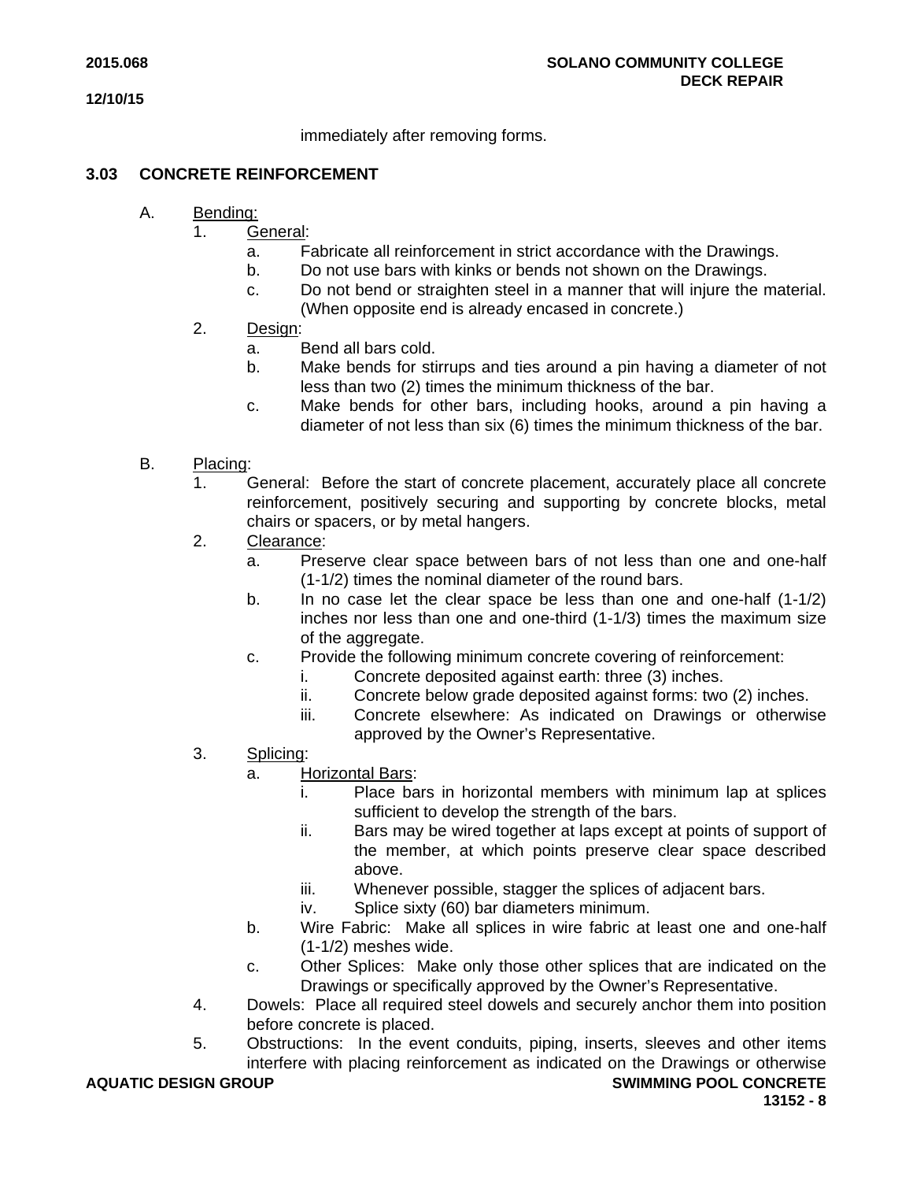immediately after removing forms.

## 3.03 CONCRETE REINFORCEMENT

A. Bending:

1. General:
   a. Fabricate all reinforcement in strict accordance with the Drawings.
   b. Do not use bars with kinks or bends not shown on the Drawings.
   c. Do not bend or straighten steel in a manner that will injure the material. (When opposite end is already encased in concrete.)
2. Design:
   a. Bend all bars cold.
   b. Make bends for stirrups and ties around a pin having a diameter of not less than two (2) times the minimum thickness of the bar.
   c. Make bends for other bars, including hooks, around a pin having a diameter of not less than six (6) times the minimum thickness of the bar.

B. Placing:

1. General: Before the start of concrete placement, accurately place all concrete reinforcement, positively securing and supporting by concrete blocks, metal chairs or spacers, or by metal hangers.
2. Clearance:
   a. Preserve clear space between bars of not less than one and one-half (1-1/2) times the nominal diameter of the round bars.
   b. In no case let the clear space be less than one and one-half (1-1/2) inches nor less than one and one-third (1-1/3) times the maximum size of the aggregate.
   c. Provide the following minimum concrete covering of reinforcement:
      i. Concrete deposited against earth: three (3) inches.
      ii. Concrete below grade deposited against forms: two (2) inches.
      iii. Concrete elsewhere: As indicated on Drawings or otherwise approved by the Owner's Representative.
3. Splicing:
   a. Horizontal Bars:
      i. Place bars in horizontal members with minimum lap at splices sufficient to develop the strength of the bars.
      ii. Bars may be wired together at laps except at points of support of the member, at which points preserve clear space described above.
      iii. Whenever possible, stagger the splices of adjacent bars.
      iv. Splice sixty (60) bar diameters minimum.
   b. Wire Fabric: Make all splices in wire fabric at least one and one-half (1-1/2) meshes wide.
   c. Other Splices: Make only those other splices that are indicated on the Drawings or specifically approved by the Owner's Representative.
4. Dowels: Place all required steel dowels and securely anchor them into position before concrete is placed.
5. Obstructions: In the event conduits, piping, inserts, sleeves and other items interfere with placing reinforcement as indicated on the Drawings or otherwise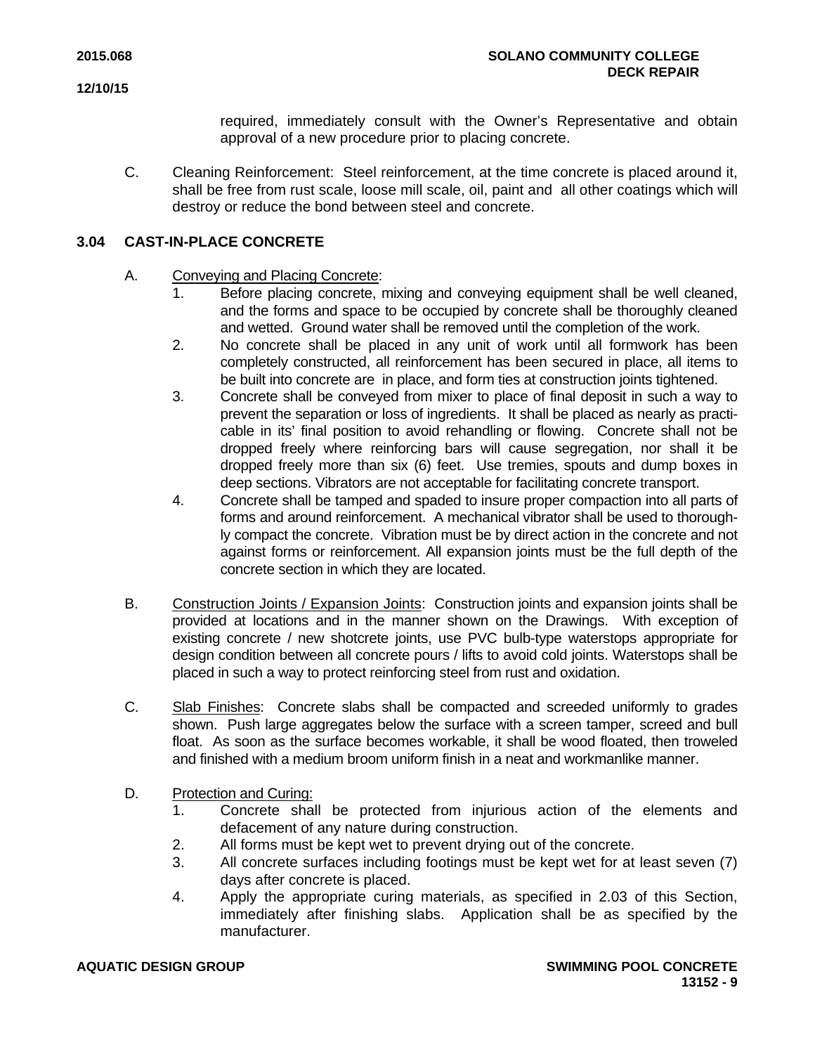required, immediately consult with the Owner's Representative and obtain approval of a new procedure prior to placing concrete.

C. Cleaning Reinforcement: Steel reinforcement, at the time concrete is placed around it, shall be free from rust scale, loose mill scale, oil, paint and all other coatings which will destroy or reduce the bond between steel and concrete.

## 3.04 CAST-IN-PLACE CONCRETE

A. Conveying and Placing Concrete:

1. Before placing concrete, mixing and conveying equipment shall be well cleaned, and the forms and space to be occupied by concrete shall be thoroughly cleaned and wetted. Ground water shall be removed until the completion of the work.
2. No concrete shall be placed in any unit of work until all formwork has been completely constructed, all reinforcement has been secured in place, all items to be built into concrete are in place, and form ties at construction joints tightened.
3. Concrete shall be conveyed from mixer to place of final deposit in such a way to prevent the separation or loss of ingredients. It shall be placed as nearly as practicable in its' final position to avoid rehandling or flowing. Concrete shall not be dropped freely where reinforcing bars will cause segregation, nor shall it be dropped freely more than six (6) feet. Use tremies, spouts and dump boxes in deep sections. Vibrators are not acceptable for facilitating concrete transport.
4. Concrete shall be tamped and spaded to insure proper compaction into all parts of forms and around reinforcement. A mechanical vibrator shall be used to thoroughly compact the concrete. Vibration must be by direct action in the concrete and not against forms or reinforcement. All expansion joints must be the full depth of the concrete section in which they are located.

B. Construction Joints / Expansion Joints: Construction joints and expansion joints shall be provided at locations and in the manner shown on the Drawings. With exception of existing concrete / new shotcrete joints, use PVC bulb-type waterstops appropriate for design condition between all concrete pours / lifts to avoid cold joints. Waterstops shall be placed in such a way to protect reinforcing steel from rust and oxidation.

C. Slab Finishes: Concrete slabs shall be compacted and screeded uniformly to grades shown. Push large aggregates below the surface with a screen tamper, screed and bull float. As soon as the surface becomes workable, it shall be wood floated, then troweled and finished with a medium broom uniform finish in a neat and workmanlike manner.

D. Protection and Curing:

1. Concrete shall be protected from injurious action of the elements and defacement of any nature during construction.
2. All forms must be kept wet to prevent drying out of the concrete.
3. All concrete surfaces including footings must be kept wet for at least seven (7) days after concrete is placed.
4. Apply the appropriate curing materials, as specified in 2.03 of this Section, immediately after finishing slabs. Application shall be as specified by the manufacturer.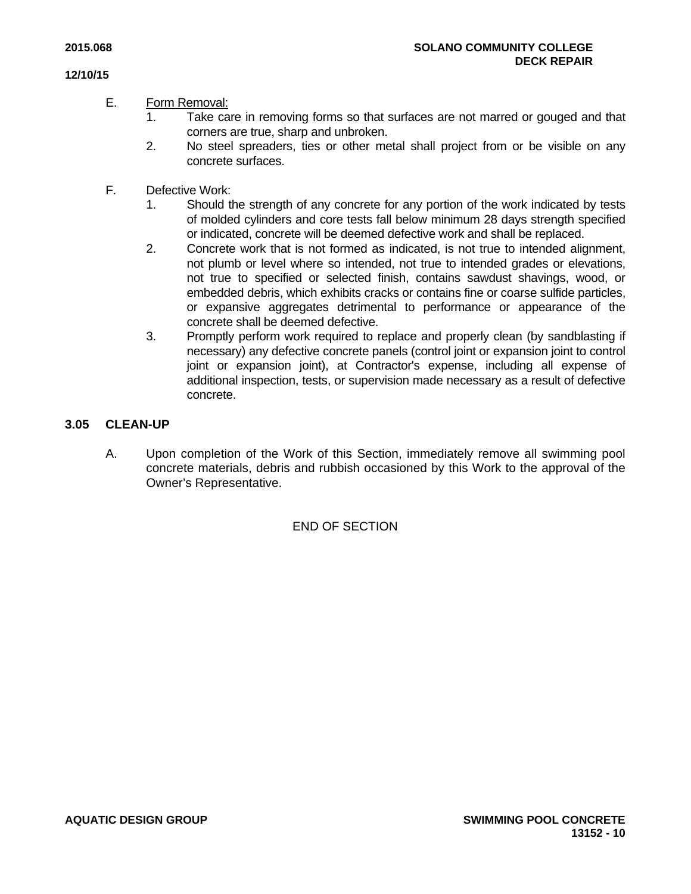E. Form Removal:
   1. Take care in removing forms so that surfaces are not marred or gouged and that corners are true, sharp and unbroken.
   2. No steel spreaders, ties or other metal shall project from or be visible on any concrete surfaces.

F. Defective Work:
   1. Should the strength of any concrete for any portion of the work indicated by tests of molded cylinders and core tests fall below minimum 28 days strength specified or indicated, concrete will be deemed defective work and shall be replaced.
   2. Concrete work that is not formed as indicated, is not true to intended alignment, not plumb or level where so intended, not true to intended grades or elevations, not true to specified or selected finish, contains sawdust shavings, wood, or embedded debris, which exhibits cracks or contains fine or coarse sulfide particles, or expansive aggregates detrimental to performance or appearance of the concrete shall be deemed defective.
   3. Promptly perform work required to replace and properly clean (by sandblasting if necessary) any defective concrete panels (control joint or expansion joint to control joint or expansion joint), at Contractor's expense, including all expense of additional inspection, tests, or supervision made necessary as a result of defective concrete.

## 3.05 CLEAN-UP

A. Upon completion of the Work of this Section, immediately remove all swimming pool concrete materials, debris and rubbish occasioned by this Work to the approval of the Owner's Representative.

END OF SECTION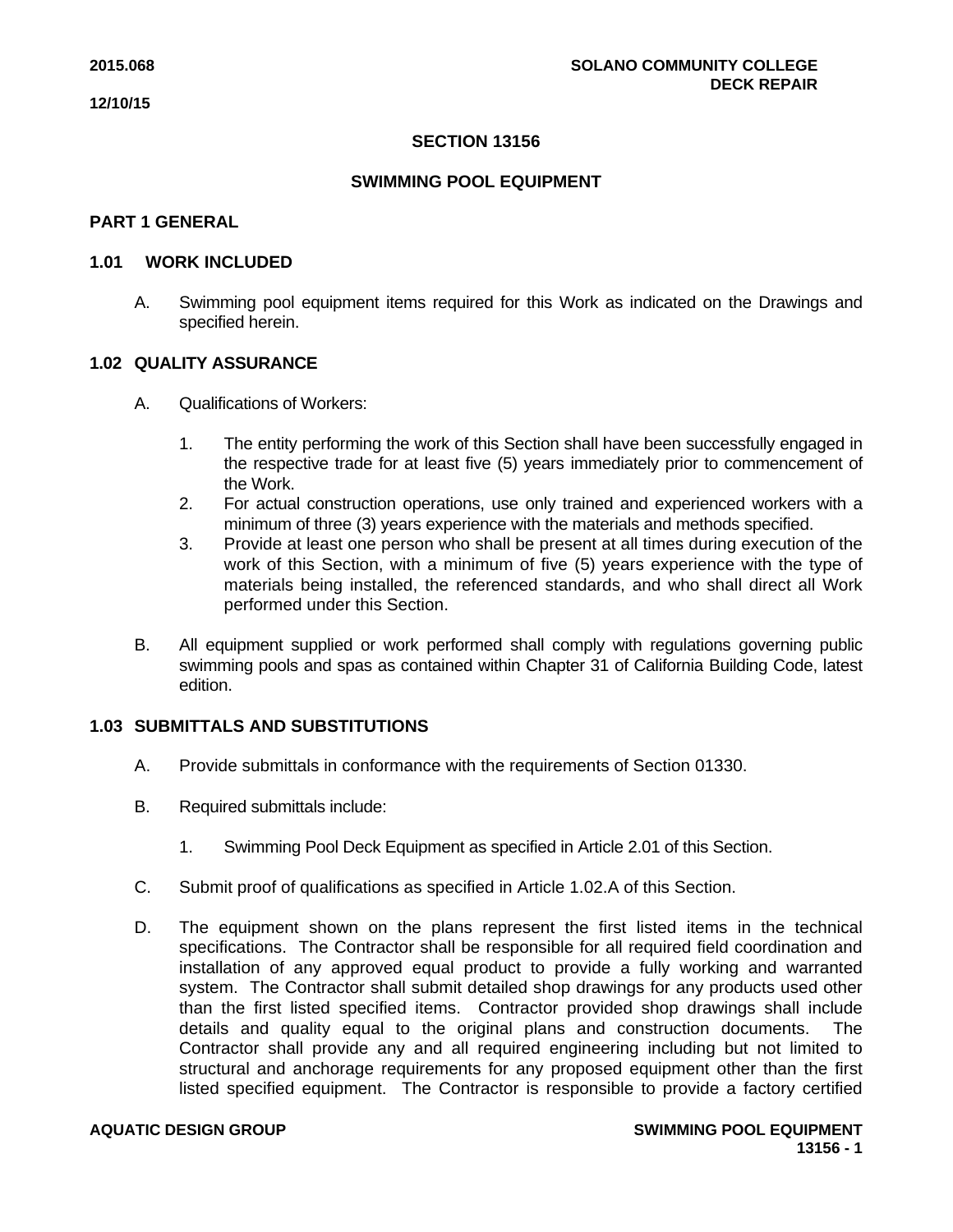## SECTION 13156

## SWIMMING POOL EQUIPMENT

### PART 1 GENERAL

### 1.01 WORK INCLUDED

A. Swimming pool equipment items required for this Work as indicated on the Drawings and specified herein.

### 1.02 QUALITY ASSURANCE

A. Qualifications of Workers:

1. The entity performing the work of this Section shall have been successfully engaged in the respective trade for at least five (5) years immediately prior to commencement of the Work.
2. For actual construction operations, use only trained and experienced workers with a minimum of three (3) years experience with the materials and methods specified.
3. Provide at least one person who shall be present at all times during execution of the work of this Section, with a minimum of five (5) years experience with the type of materials being installed, the referenced standards, and who shall direct all Work performed under this Section.

B. All equipment supplied or work performed shall comply with regulations governing public swimming pools and spas as contained within Chapter 31 of California Building Code, latest edition.

### 1.03 SUBMITTALS AND SUBSTITUTIONS

A. Provide submittals in conformance with the requirements of Section 01330.

B. Required submittals include:

1. Swimming Pool Deck Equipment as specified in Article 2.01 of this Section.

C. Submit proof of qualifications as specified in Article 1.02.A of this Section.

D. The equipment shown on the plans represent the first listed items in the technical specifications. The Contractor shall be responsible for all required field coordination and installation of any approved equal product to provide a fully working and warranted system. The Contractor shall submit detailed shop drawings for any products used other than the first listed specified items. Contractor provided shop drawings shall include details and quality equal to the original plans and construction documents. The Contractor shall provide any and all required engineering including but not limited to structural and anchorage requirements for any proposed equipment other than the first listed specified equipment. The Contractor is responsible to provide a factory certified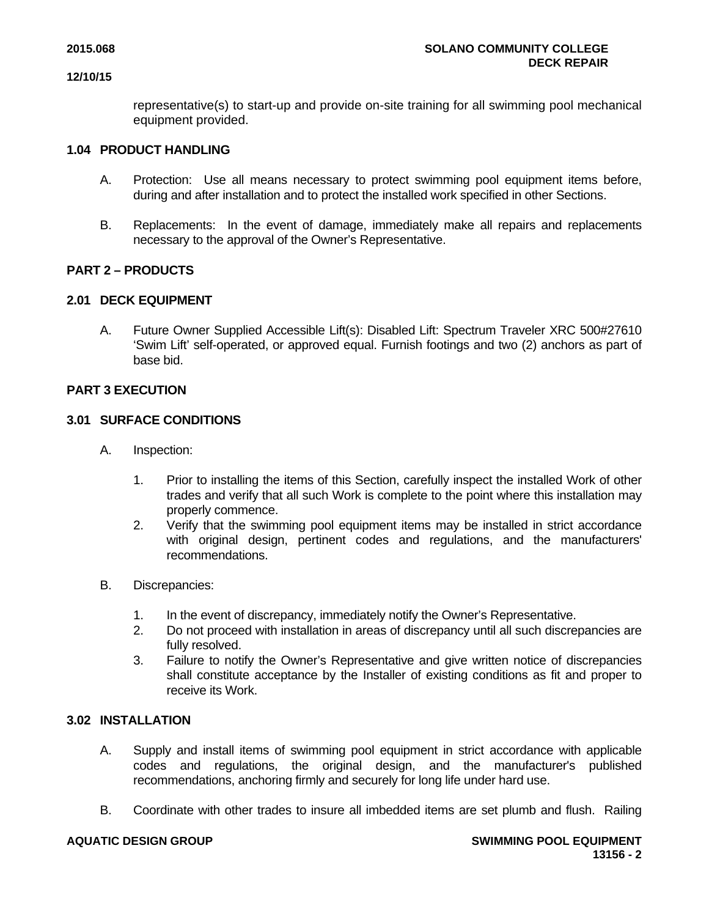representative(s) to start-up and provide on-site training for all swimming pool mechanical equipment provided.

## 1.04 PRODUCT HANDLING

A. Protection: Use all means necessary to protect swimming pool equipment items before, during and after installation and to protect the installed work specified in other Sections.

B. Replacements: In the event of damage, immediately make all repairs and replacements necessary to the approval of the Owner's Representative.

# PART 2 – PRODUCTS

## 2.01 DECK EQUIPMENT

A. Future Owner Supplied Accessible Lift(s): Disabled Lift: Spectrum Traveler XRC 500#27610 'Swim Lift' self-operated, or approved equal. Furnish footings and two (2) anchors as part of base bid.

# PART 3 EXECUTION

## 3.01 SURFACE CONDITIONS

A. Inspection:

1. Prior to installing the items of this Section, carefully inspect the installed Work of other trades and verify that all such Work is complete to the point where this installation may properly commence.
2. Verify that the swimming pool equipment items may be installed in strict accordance with original design, pertinent codes and regulations, and the manufacturers' recommendations.

B. Discrepancies:

1. In the event of discrepancy, immediately notify the Owner's Representative.
2. Do not proceed with installation in areas of discrepancy until all such discrepancies are fully resolved.
3. Failure to notify the Owner's Representative and give written notice of discrepancies shall constitute acceptance by the Installer of existing conditions as fit and proper to receive its Work.

## 3.02 INSTALLATION

A. Supply and install items of swimming pool equipment in strict accordance with applicable codes and regulations, the original design, and the manufacturer's published recommendations, anchoring firmly and securely for long life under hard use.

B. Coordinate with other trades to insure all imbedded items are set plumb and flush. Railing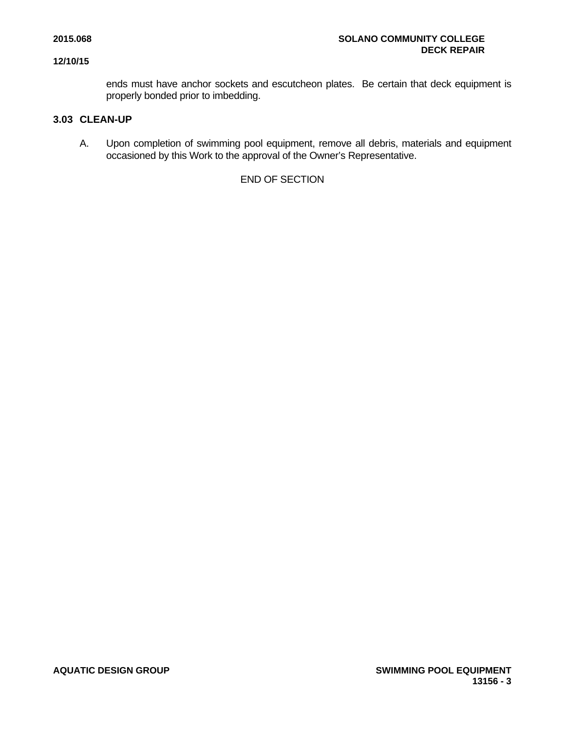ends must have anchor sockets and escutcheon plates. Be certain that deck equipment is properly bonded prior to imbedding.

## 3.03 CLEAN-UP

A. Upon completion of swimming pool equipment, remove all debris, materials and equipment occasioned by this Work to the approval of the Owner's Representative.

END OF SECTION